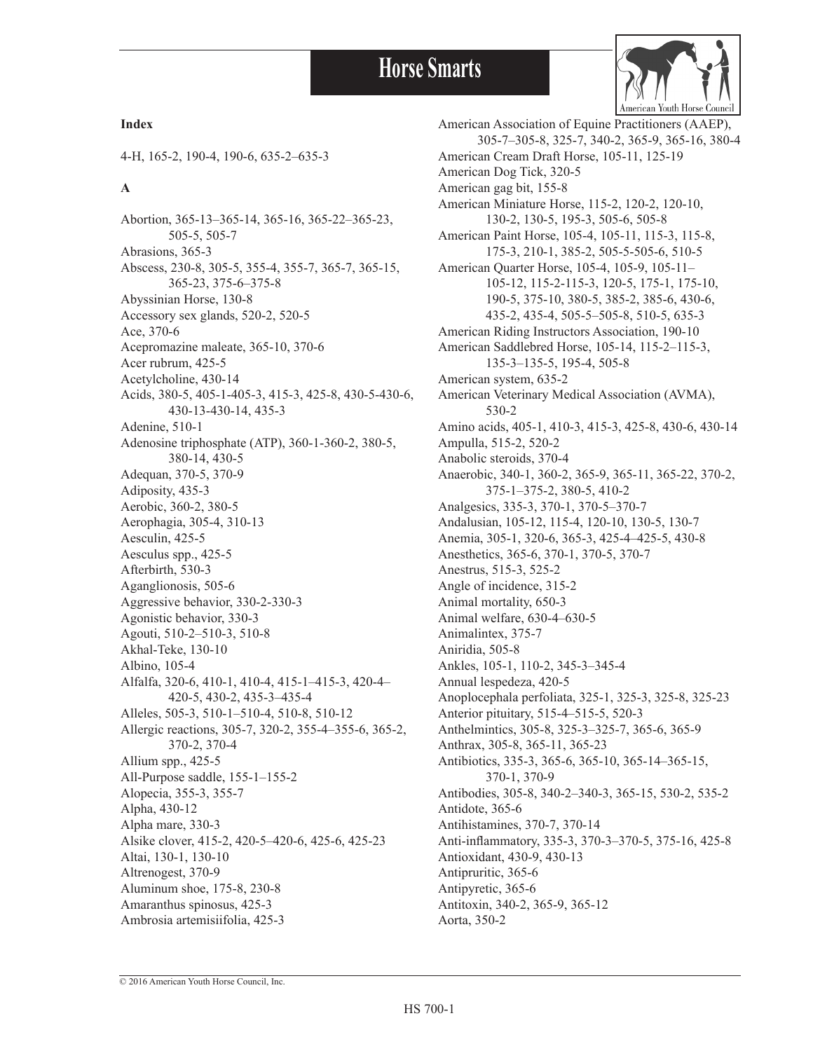# Horse Smarts

**Index**

4-H, 165-2, 190-4, 190-6, 635-2–635-3

**A**

Abortion, 365-13–365-14, 365-16, 365-22–365-23, 505-5, 505-7
Abrasions, 365-3
Abscess, 230-8, 305-5, 355-4, 355-7, 365-7, 365-15, 365-23, 375-6–375-8
Abyssinian Horse, 130-8
Accessory sex glands, 520-2, 520-5
Ace, 370-6
Acepromazine maleate, 365-10, 370-6
Acer rubrum, 425-5
Acetylcholine, 430-14
Acids, 380-5, 405-1-405-3, 415-3, 425-8, 430-5-430-6, 430-13-430-14, 435-3
Adenine, 510-1
Adenosine triphosphate (ATP), 360-1-360-2, 380-5, 380-14, 430-5
Adequan, 370-5, 370-9
Adiposity, 435-3
Aerobic, 360-2, 380-5
Aerophagia, 305-4, 310-13
Aesculin, 425-5
Aesculus spp., 425-5
Afterbirth, 530-3
Aganglionosis, 505-6
Aggressive behavior, 330-2-330-3
Agonistic behavior, 330-3
Agouti, 510-2–510-3, 510-8
Akhal-Teke, 130-10
Albino, 105-4
Alfalfa, 320-6, 410-1, 410-4, 415-1–415-3, 420-4–420-5, 430-2, 435-3–435-4
Alleles, 505-3, 510-1–510-4, 510-8, 510-12
Allergic reactions, 305-7, 320-2, 355-4–355-6, 365-2, 370-2, 370-4
Allium spp., 425-5
All-Purpose saddle, 155-1–155-2
Alopecia, 355-3, 355-7
Alpha, 430-12
Alpha mare, 330-3
Alsike clover, 415-2, 420-5–420-6, 425-6, 425-23
Altai, 130-1, 130-10
Altrenogest, 370-9
Aluminum shoe, 175-8, 230-8
Amaranthus spinosus, 425-3
Ambrosia artemisiifolia, 425-3
American Association of Equine Practitioners (AAEP), 305-7–305-8, 325-7, 340-2, 365-9, 365-16, 380-4
American Cream Draft Horse, 105-11, 125-19
American Dog Tick, 320-5
American gag bit, 155-8
American Miniature Horse, 115-2, 120-2, 120-10, 130-2, 130-5, 195-3, 505-6, 505-8
American Paint Horse, 105-4, 105-11, 115-3, 115-8, 175-3, 210-1, 385-2, 505-5-505-6, 510-5
American Quarter Horse, 105-4, 105-9, 105-11–105-12, 115-2-115-3, 120-5, 175-1, 175-10, 190-5, 375-10, 380-5, 385-2, 385-6, 430-6, 435-2, 435-4, 505-5–505-8, 510-5, 635-3
American Riding Instructors Association, 190-10
American Saddlebred Horse, 105-14, 115-2–115-3, 135-3–135-5, 195-4, 505-8
American system, 635-2
American Veterinary Medical Association (AVMA), 530-2
Amino acids, 405-1, 410-3, 415-3, 425-8, 430-6, 430-14
Ampulla, 515-2, 520-2
Anabolic steroids, 370-4
Anaerobic, 340-1, 360-2, 365-9, 365-11, 365-22, 370-2, 375-1–375-2, 380-5, 410-2
Analgesics, 335-3, 370-1, 370-5–370-7
Andalusian, 105-12, 115-4, 120-10, 130-5, 130-7
Anemia, 305-1, 320-6, 365-3, 425-4–425-5, 430-8
Anesthetics, 365-6, 370-1, 370-5, 370-7
Anestrus, 515-3, 525-2
Angle of incidence, 315-2
Animal mortality, 650-3
Animal welfare, 630-4–630-5
Animalintex, 375-7
Aniridia, 505-8
Ankles, 105-1, 110-2, 345-3–345-4
Annual lespedeza, 420-5
Anoplocephala perfoliata, 325-1, 325-3, 325-8, 325-23
Anterior pituitary, 515-4–515-5, 520-3
Anthelmintics, 305-8, 325-3–325-7, 365-6, 365-9
Anthrax, 305-8, 365-11, 365-23
Antibiotics, 335-3, 365-6, 365-10, 365-14–365-15, 370-1, 370-9
Antibodies, 305-8, 340-2–340-3, 365-15, 530-2, 535-2
Antidote, 365-6
Antihistamines, 370-7, 370-14
Anti-inflammatory, 335-3, 370-3–370-5, 375-16, 425-8
Antioxidant, 430-9, 430-13
Antipruritic, 365-6
Antipyretic, 365-6
Antitoxin, 340-2, 365-9, 365-12
Aorta, 350-2

© 2016 American Youth Horse Council, Inc.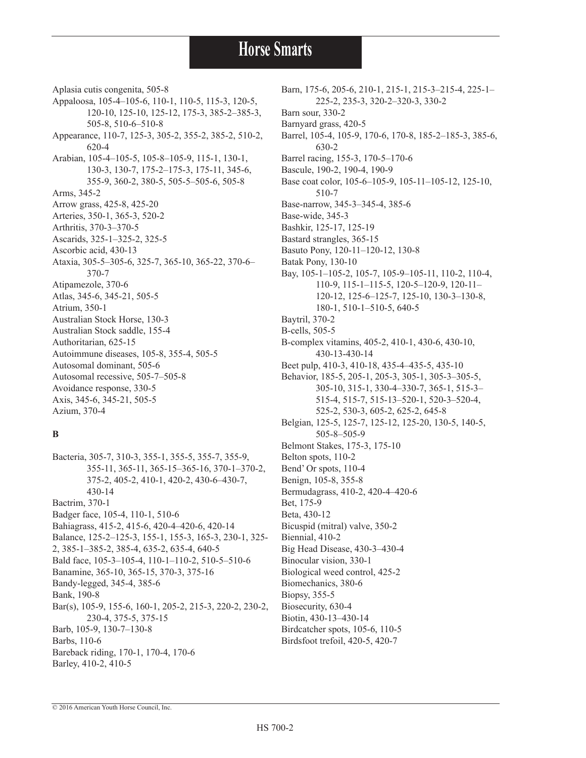Aplasia cutis congenita, 505-8
Appaloosa, 105-4–105-6, 110-1, 110-5, 115-3, 120-5, 120-10, 125-10, 125-12, 175-3, 385-2–385-3, 505-8, 510-6–510-8
Appearance, 110-7, 125-3, 305-2, 355-2, 385-2, 510-2, 620-4
Arabian, 105-4–105-5, 105-8–105-9, 115-1, 130-1, 130-3, 130-7, 175-2–175-3, 175-11, 345-6, 355-9, 360-2, 380-5, 505-5–505-6, 505-8
Arms, 345-2
Arrow grass, 425-8, 425-20
Arteries, 350-1, 365-3, 520-2
Arthritis, 370-3–370-5
Ascarids, 325-1–325-2, 325-5
Ascorbic acid, 430-13
Ataxia, 305-5–305-6, 325-7, 365-10, 365-22, 370-6–370-7
Atipamezole, 370-6
Atlas, 345-6, 345-21, 505-5
Atrium, 350-1
Australian Stock Horse, 130-3
Australian Stock saddle, 155-4
Authoritarian, 625-15
Autoimmune diseases, 105-8, 355-4, 505-5
Autosomal dominant, 505-6
Autosomal recessive, 505-7–505-8
Avoidance response, 330-5
Axis, 345-6, 345-21, 505-5
Azium, 370-4

**B**

Bacteria, 305-7, 310-3, 355-1, 355-5, 355-7, 355-9, 355-11, 365-11, 365-15–365-16, 370-1–370-2, 375-2, 405-2, 410-1, 420-2, 430-6–430-7, 430-14
Bactrim, 370-1
Badger face, 105-4, 110-1, 510-6
Bahiagrass, 415-2, 415-6, 420-4–420-6, 420-14
Balance, 125-2–125-3, 155-1, 155-3, 165-3, 230-1, 325-2, 385-1–385-2, 385-4, 635-2, 635-4, 640-5
Bald face, 105-3–105-4, 110-1–110-2, 510-5–510-6
Banamine, 365-10, 365-15, 370-3, 375-16
Bandy-legged, 345-4, 385-6
Bank, 190-8
Bar(s), 105-9, 155-6, 160-1, 205-2, 215-3, 220-2, 230-2, 230-4, 375-5, 375-15
Barb, 105-9, 130-7–130-8
Barbs, 110-6
Bareback riding, 170-1, 170-4, 170-6
Barley, 410-2, 410-5
Barn, 175-6, 205-6, 210-1, 215-1, 215-3–215-4, 225-1–225-2, 235-3, 320-2–320-3, 330-2
Barn sour, 330-2
Barnyard grass, 420-5
Barrel, 105-4, 105-9, 170-6, 170-8, 185-2–185-3, 385-6, 630-2
Barrel racing, 155-3, 170-5–170-6
Bascule, 190-2, 190-4, 190-9
Base coat color, 105-6–105-9, 105-11–105-12, 125-10, 510-7
Base-narrow, 345-3–345-4, 385-6
Base-wide, 345-3
Bashkir, 125-17, 125-19
Bastard strangles, 365-15
Basuto Pony, 120-11–120-12, 130-8
Batak Pony, 130-10
Bay, 105-1–105-2, 105-7, 105-9–105-11, 110-2, 110-4, 110-9, 115-1–115-5, 120-5–120-9, 120-11–120-12, 125-6–125-7, 125-10, 130-3–130-8, 180-1, 510-1–510-5, 640-5
Baytril, 370-2
B-cells, 505-5
B-complex vitamins, 405-2, 410-1, 430-6, 430-10, 430-13-430-14
Beet pulp, 410-3, 410-18, 435-4–435-5, 435-10
Behavior, 185-5, 205-1, 205-3, 305-1, 305-3–305-5, 305-10, 315-1, 330-4–330-7, 365-1, 515-3–515-4, 515-7, 515-13–520-1, 520-3–520-4, 525-2, 530-3, 605-2, 625-2, 645-8
Belgian, 125-5, 125-7, 125-12, 125-20, 130-5, 140-5, 505-8–505-9
Belmont Stakes, 175-3, 175-10
Belton spots, 110-2
Bend' Or spots, 110-4
Benign, 105-8, 355-8
Bermudagrass, 410-2, 420-4–420-6
Bet, 175-9
Beta, 430-12
Bicuspid (mitral) valve, 350-2
Biennial, 410-2
Big Head Disease, 430-3–430-4
Binocular vision, 330-1
Biological weed control, 425-2
Biomechanics, 380-6
Biopsy, 355-5
Biosecurity, 630-4
Biotin, 430-13–430-14
Birdcatcher spots, 105-6, 110-5
Birdsfoot trefoil, 420-5, 420-7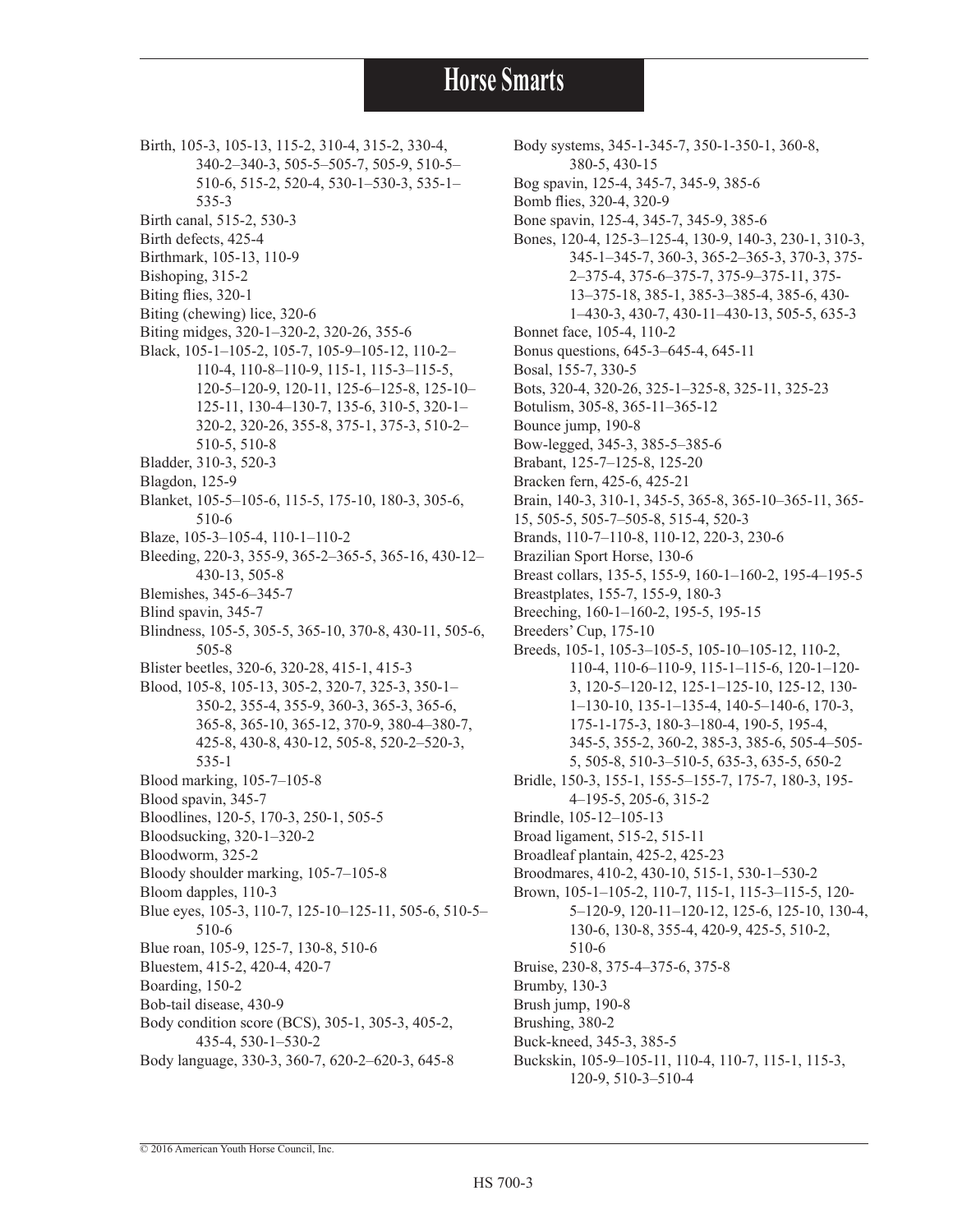# Horse Smarts

- Birth, 105-3, 105-13, 115-2, 310-4, 315-2, 330-4, 340-2–340-3, 505-5–505-7, 505-9, 510-5–510-6, 515-2, 520-4, 530-1–530-3, 535-1–535-3
- Birth canal, 515-2, 530-3
- Birth defects, 425-4
- Birthmark, 105-13, 110-9
- Bishoping, 315-2
- Biting flies, 320-1
- Biting (chewing) lice, 320-6
- Biting midges, 320-1–320-2, 320-26, 355-6
- Black, 105-1–105-2, 105-7, 105-9–105-12, 110-2–110-4, 110-8–110-9, 115-1, 115-3–115-5, 120-5–120-9, 120-11, 125-6–125-8, 125-10–125-11, 130-4–130-7, 135-6, 310-5, 320-1–320-2, 320-26, 355-8, 375-1, 375-3, 510-2–510-5, 510-8
- Bladder, 310-3, 520-3
- Blagdon, 125-9
- Blanket, 105-5–105-6, 115-5, 175-10, 180-3, 305-6, 510-6
- Blaze, 105-3–105-4, 110-1–110-2
- Bleeding, 220-3, 355-9, 365-2–365-5, 365-16, 430-12–430-13, 505-8
- Blemishes, 345-6–345-7
- Blind spavin, 345-7
- Blindness, 105-5, 305-5, 365-10, 370-8, 430-11, 505-6, 505-8
- Blister beetles, 320-6, 320-28, 415-1, 415-3
- Blood, 105-8, 105-13, 305-2, 320-7, 325-3, 350-1–350-2, 355-4, 355-9, 360-3, 365-3, 365-6, 365-8, 365-10, 365-12, 370-9, 380-4–380-7, 425-8, 430-8, 430-12, 505-8, 520-2–520-3, 535-1
- Blood marking, 105-7–105-8
- Blood spavin, 345-7
- Bloodlines, 120-5, 170-3, 250-1, 505-5
- Bloodsucking, 320-1–320-2
- Bloodworm, 325-2
- Bloody shoulder marking, 105-7–105-8
- Bloom dapples, 110-3
- Blue eyes, 105-3, 110-7, 125-10–125-11, 505-6, 510-5–510-6
- Blue roan, 105-9, 125-7, 130-8, 510-6
- Bluestem, 415-2, 420-4, 420-7
- Boarding, 150-2
- Bob-tail disease, 430-9
- Body condition score (BCS), 305-1, 305-3, 405-2, 435-4, 530-1–530-2
- Body language, 330-3, 360-7, 620-2–620-3, 645-8
- Body systems, 345-1-345-7, 350-1-350-1, 360-8, 380-5, 430-15
- Bog spavin, 125-4, 345-7, 345-9, 385-6
- Bomb flies, 320-4, 320-9
- Bone spavin, 125-4, 345-7, 345-9, 385-6
- Bones, 120-4, 125-3–125-4, 130-9, 140-3, 230-1, 310-3, 345-1–345-7, 350-3, 365-2–365-3, 370-3, 375-2–375-4, 375-6–375-7, 375-9–375-11, 375-13–375-18, 385-1, 385-3–385-4, 385-6, 430-1–430-3, 430-7, 430-11–430-13, 505-5, 635-3
- Bonnet face, 105-4, 110-2
- Bonus questions, 645-3–645-4, 645-11
- Bosal, 155-7, 330-5
- Bots, 320-4, 320-26, 325-1–325-8, 325-11, 325-23
- Botulism, 305-8, 365-11–365-12
- Bounce jump, 190-8
- Bow-legged, 345-3, 385-5–385-6
- Brabant, 125-7–125-8, 125-20
- Bracken fern, 425-6, 425-21
- Brain, 140-3, 310-1, 345-5, 365-8, 365-10–365-11, 365-15, 505-5, 505-7–505-8, 515-4, 520-3
- Brands, 110-7–110-8, 110-12, 220-3, 230-6
- Brazilian Sport Horse, 130-6
- Breast collars, 135-5, 155-9, 160-1–160-2, 195-4–195-5
- Breastplates, 155-7, 155-9, 180-3
- Breeching, 160-1–160-2, 195-5, 195-15
- Breeders' Cup, 175-10
- Breeds, 105-1, 105-3–105-5, 105-10–105-12, 110-2, 110-4, 110-6–110-9, 115-1–115-6, 120-1–120-3, 120-5–120-12, 125-1–125-10, 125-12, 130-1–130-10, 135-1–135-4, 140-5–140-6, 170-3, 175-1-175-3, 180-3–180-4, 190-5, 195-4, 345-5, 355-2, 360-2, 385-3, 385-6, 505-4–505-5, 505-8, 510-3–510-5, 635-3, 635-5, 650-2
- Bridle, 150-3, 155-1, 155-5–155-7, 175-7, 180-3, 195-4–195-5, 205-6, 315-2
- Brindle, 105-12–105-13
- Broad ligament, 515-2, 515-11
- Broadleaf plantain, 425-2, 425-23
- Broodmares, 410-2, 430-10, 515-1, 530-1–530-2
- Brown, 105-1–105-2, 110-7, 115-1, 115-3–115-5, 120-5–120-9, 120-11–120-12, 125-6, 125-10, 130-4, 130-6, 130-8, 355-4, 420-9, 425-5, 510-2, 510-6
- Bruise, 230-8, 375-4–375-6, 375-8
- Brumby, 130-3
- Brush jump, 190-8
- Brushing, 380-2
- Buck-kneed, 345-3, 385-5
- Buckskin, 105-9–105-11, 110-4, 110-7, 115-1, 115-3, 120-9, 510-3–510-4

© 2016 American Youth Horse Council, Inc.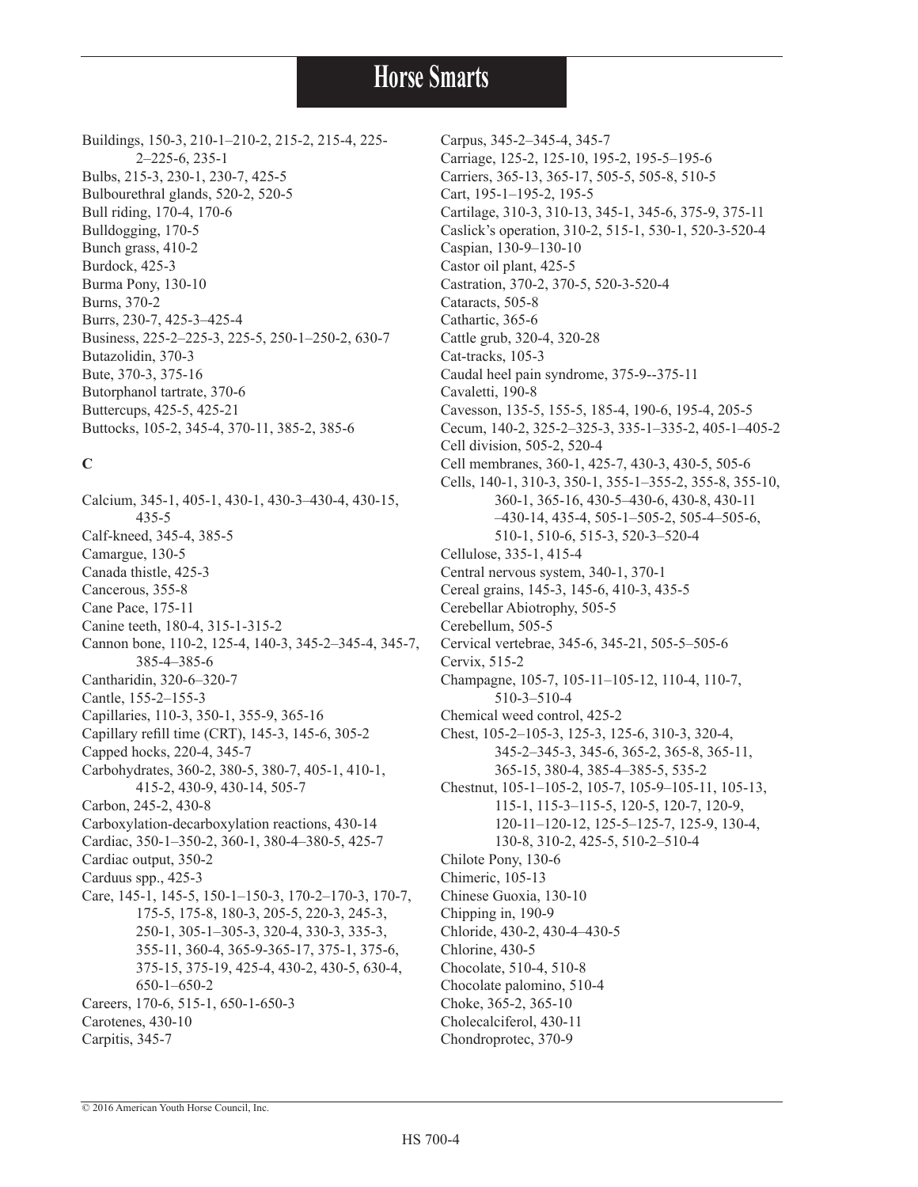Buildings, 150-3, 210-1–210-2, 215-2, 215-4, 225-2–225-6, 235-1
Bulbs, 215-3, 230-1, 230-7, 425-5
Bulbourethral glands, 520-2, 520-5
Bull riding, 170-4, 170-6
Bulldogging, 170-5
Bunch grass, 410-2
Burdock, 425-3
Burma Pony, 130-10
Burns, 370-2
Burrs, 230-7, 425-3–425-4
Business, 225-2–225-3, 225-5, 250-1–250-2, 630-7
Butazolidin, 370-3
Bute, 370-3, 375-16
Butorphanol tartrate, 370-6
Buttercups, 425-5, 425-21
Buttocks, 105-2, 345-4, 370-11, 385-2, 385-6

**C**

Calcium, 345-1, 405-1, 430-1, 430-3–430-4, 430-15, 435-5
Calf-kneed, 345-4, 385-5
Camargue, 130-5
Canada thistle, 425-3
Cancerous, 355-8
Cane Pace, 175-11
Canine teeth, 180-4, 315-1-315-2
Cannon bone, 110-2, 125-4, 140-3, 345-2–345-4, 345-7, 385-4–385-6
Cantharidin, 320-6–320-7
Cantle, 155-2–155-3
Capillaries, 110-3, 350-1, 355-9, 365-16
Capillary refill time (CRT), 145-3, 145-6, 305-2
Capped hocks, 220-4, 345-7
Carbohydrates, 360-2, 380-5, 380-7, 405-1, 410-1, 415-2, 430-9, 430-14, 505-7
Carbon, 245-2, 430-8
Carboxylation-decarboxylation reactions, 430-14
Cardiac, 350-1–350-2, 360-1, 380-4–380-5, 425-7
Cardiac output, 350-2
Carduus spp., 425-3
Care, 145-1, 145-5, 150-1–150-3, 170-2–170-3, 170-7, 175-5, 175-8, 180-3, 205-5, 220-3, 245-3, 250-1, 305-1–305-3, 320-4, 330-3, 335-3, 355-11, 360-4, 365-9-365-17, 375-1, 375-6, 375-15, 375-19, 425-4, 430-2, 430-5, 630-4, 650-1–650-2
Careers, 170-6, 515-1, 650-1-650-3
Carotenes, 430-10
Carpitis, 345-7
Carpus, 345-2–345-4, 345-7
Carriage, 125-2, 125-10, 195-2, 195-5–195-6
Carriers, 365-13, 365-17, 505-5, 505-8, 510-5
Cart, 195-1–195-2, 195-5
Cartilage, 310-3, 310-13, 345-1, 345-6, 375-9, 375-11
Caslick's operation, 310-2, 515-1, 530-1, 520-3-520-4
Caspian, 130-9–130-10
Castor oil plant, 425-5
Castration, 370-2, 370-5, 520-3-520-4
Cataracts, 505-8
Cathartic, 365-6
Cattle grub, 320-4, 320-28
Cat-tracks, 105-3
Caudal heel pain syndrome, 375-9--375-11
Cavaletti, 190-8
Cavesson, 135-5, 155-5, 185-4, 190-6, 195-4, 205-5
Cecum, 140-2, 325-2–325-3, 335-1–335-2, 405-1–405-2
Cell division, 505-2, 520-4
Cell membranes, 360-1, 425-7, 430-3, 430-5, 505-6
Cells, 140-1, 310-3, 350-1, 355-1–355-2, 355-8, 355-10, 360-1, 365-16, 430-5–430-6, 430-8, 430-11–430-14, 435-4, 505-1–505-2, 505-4–505-6, 510-1, 510-6, 515-3, 520-3–520-4
Cellulose, 335-1, 415-4
Central nervous system, 340-1, 370-1
Cereal grains, 145-3, 145-6, 410-3, 435-5
Cerebellar Abiotrophy, 505-5
Cerebellum, 505-5
Cervical vertebrae, 345-6, 345-21, 505-5–505-6
Cervix, 515-2
Champagne, 105-7, 105-11–105-12, 110-4, 110-7, 510-3–510-4
Chemical weed control, 425-2
Chest, 105-2–105-3, 125-3, 125-6, 310-3, 320-4, 345-2–345-3, 345-6, 365-2, 365-8, 365-11, 365-15, 380-4, 385-4–385-5, 535-2
Chestnut, 105-1–105-2, 105-7, 105-9–105-11, 105-13, 115-1, 115-3–115-5, 120-5, 120-7, 120-9, 120-11–120-12, 125-5–125-7, 125-9, 130-4, 130-8, 310-2, 425-5, 510-2–510-4
Chilote Pony, 130-6
Chimeric, 105-13
Chinese Guoxia, 130-10
Chipping in, 190-9
Chloride, 430-2, 430-4–430-5
Chlorine, 430-5
Chocolate, 510-4, 510-8
Chocolate palomino, 510-4
Choke, 365-2, 365-10
Cholecalciferol, 430-11
Chondroprotec, 370-9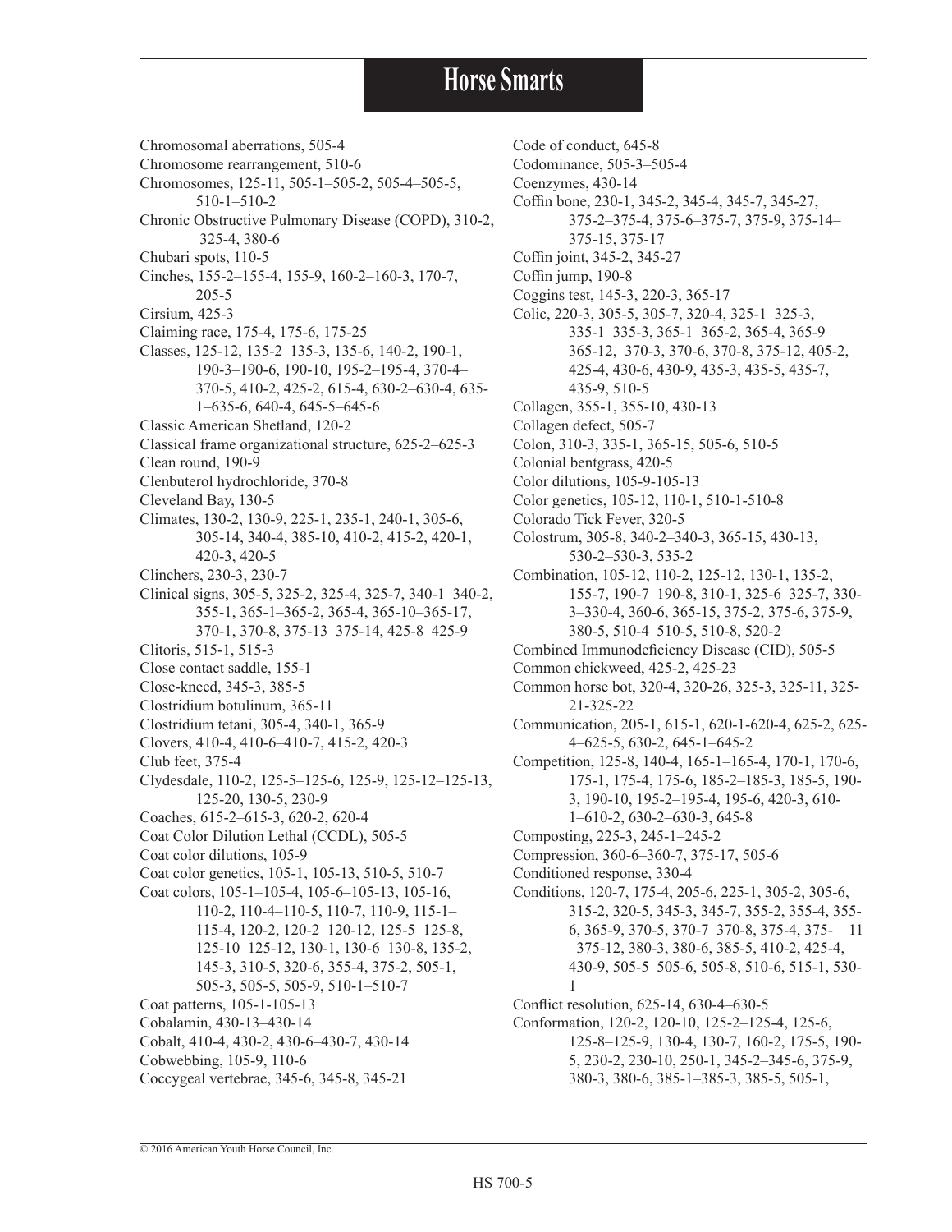Chromosomal aberrations, 505-4
Chromosome rearrangement, 510-6
Chromosomes, 125-11, 505-1–505-2, 505-4–505-5, 510-1–510-2
Chronic Obstructive Pulmonary Disease (COPD), 310-2, 325-4, 380-6
Chubari spots, 110-5
Cinches, 155-2–155-4, 155-9, 160-2–160-3, 170-7, 205-5
Cirsium, 425-3
Claiming race, 175-4, 175-6, 175-25
Classes, 125-12, 135-2–135-3, 135-6, 140-2, 190-1, 190-3–190-6, 190-10, 195-2–195-4, 370-4–370-5, 410-2, 425-2, 615-4, 630-2–630-4, 635-1–635-6, 640-4, 645-5–645-6
Classic American Shetland, 120-2
Classical frame organizational structure, 625-2–625-3
Clean round, 190-9
Clenbuterol hydrochloride, 370-8
Cleveland Bay, 130-5
Climates, 130-2, 130-9, 225-1, 235-1, 240-1, 305-6, 305-14, 340-4, 385-10, 410-2, 415-2, 420-1, 420-3, 420-5
Clinchers, 230-3, 230-7
Clinical signs, 305-5, 325-2, 325-4, 325-7, 340-1–340-2, 355-1, 365-1–365-2, 365-4, 365-10–365-17, 370-1, 370-8, 375-13–375-14, 425-8–425-9
Clitoris, 515-1, 515-3
Close contact saddle, 155-1
Close-kneed, 345-3, 385-5
Clostridium botulinum, 365-11
Clostridium tetani, 305-4, 340-1, 365-9
Clovers, 410-4, 410-6–410-7, 415-2, 420-3
Club feet, 375-4
Clydesdale, 110-2, 125-5–125-6, 125-9, 125-12–125-13, 125-20, 130-5, 230-9
Coaches, 615-2–615-3, 620-2, 620-4
Coat Color Dilution Lethal (CCDL), 505-5
Coat color dilutions, 105-9
Coat color genetics, 105-1, 105-13, 510-5, 510-7
Coat colors, 105-1–105-4, 105-6–105-13, 105-16, 110-2, 110-4–110-5, 110-7, 110-9, 115-1–115-4, 120-2, 120-2–120-12, 125-5–125-8, 125-10–125-12, 130-1, 130-6–130-8, 135-2, 145-3, 310-5, 320-6, 355-4, 375-2, 505-1, 505-3, 505-5, 505-9, 510-1–510-7
Coat patterns, 105-1-105-13
Cobalamin, 430-13–430-14
Cobalt, 410-4, 430-2, 430-6–430-7, 430-14
Cobwebbing, 105-9, 110-6
Coccygeal vertebrae, 345-6, 345-8, 345-21
Code of conduct, 645-8
Codominance, 505-3–505-4
Coenzymes, 430-14
Coffin bone, 230-1, 345-2, 345-4, 345-7, 345-27, 375-2–375-4, 375-6–375-7, 375-9, 375-14–375-15, 375-17
Coffin joint, 345-2, 345-27
Coffin jump, 190-8
Coggins test, 145-3, 220-3, 365-17
Colic, 220-3, 305-5, 305-7, 320-4, 325-1–325-3, 335-1–335-3, 365-1–365-2, 365-4, 365-9–365-12, 370-3, 370-6, 370-8, 375-12, 405-2, 425-4, 430-6, 430-9, 435-3, 435-5, 435-7, 435-9, 510-5
Collagen, 355-1, 355-10, 430-13
Collagen defect, 505-7
Colon, 310-3, 335-1, 365-15, 505-6, 510-5
Colonial bentgrass, 420-5
Color dilutions, 105-9-105-13
Color genetics, 105-12, 110-1, 510-1-510-8
Colorado Tick Fever, 320-5
Colostrum, 305-8, 340-2–340-3, 365-15, 430-13, 530-2–530-3, 535-2
Combination, 105-12, 110-2, 125-12, 130-1, 135-2, 155-7, 190-7–190-8, 310-1, 325-6–325-7, 330-3–330-4, 360-6, 365-15, 375-2, 375-6, 375-9, 380-5, 510-4–510-5, 510-8, 520-2
Combined Immunodeficiency Disease (CID), 505-5
Common chickweed, 425-2, 425-23
Common horse bot, 320-4, 320-26, 325-3, 325-11, 325-21-325-22
Communication, 205-1, 615-1, 620-1-620-4, 625-2, 625-4–625-5, 630-2, 645-1–645-2
Competition, 125-8, 140-4, 165-1–165-4, 170-1, 170-6, 175-1, 175-4, 175-6, 185-2–185-3, 185-5, 190-3, 190-10, 195-2–195-4, 195-6, 420-3, 610-1–610-2, 630-2–630-3, 645-8
Composting, 225-3, 245-1–245-2
Compression, 360-6–360-7, 375-17, 505-6
Conditioned response, 330-4
Conditions, 120-7, 175-4, 205-6, 225-1, 305-2, 305-6, 315-2, 320-5, 345-3, 345-7, 355-2, 355-4, 355-6, 365-9, 370-5, 370-7–370-8, 375-4, 375-11–375-12, 380-3, 380-6, 385-5, 410-2, 425-4, 430-9, 505-5–505-6, 505-8, 510-6, 515-1, 530-1
Conflict resolution, 625-14, 630-4–630-5
Conformation, 120-2, 120-10, 125-2–125-4, 125-6, 125-8–125-9, 130-4, 130-7, 160-2, 175-5, 190-5, 230-2, 230-10, 250-1, 345-2–345-6, 375-9, 380-3, 380-6, 385-1–385-3, 385-5, 505-1,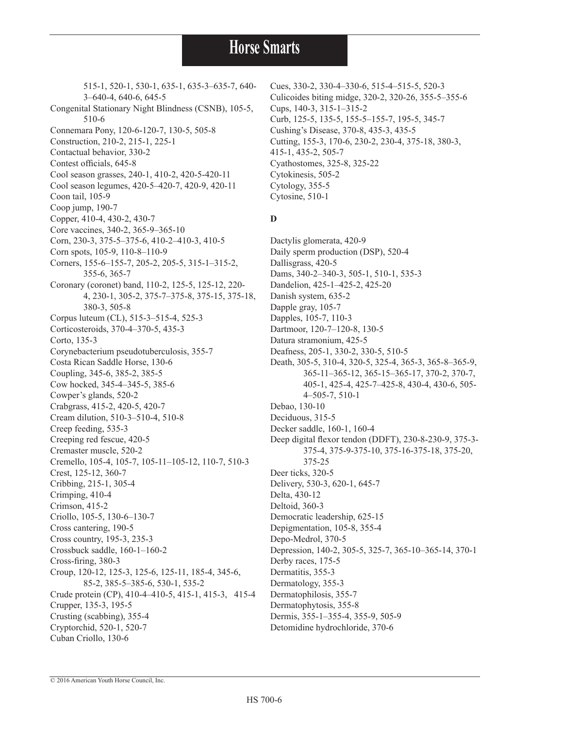515-1, 520-1, 530-1, 635-1, 635-3–635-7, 640-3–640-4, 640-6, 645-5
Congenital Stationary Night Blindness (CSNB), 105-5, 510-6
Connemara Pony, 120-6-120-7, 130-5, 505-8
Construction, 210-2, 215-1, 225-1
Contactual behavior, 330-2
Contest officials, 645-8
Cool season grasses, 240-1, 410-2, 420-5-420-11
Cool season legumes, 420-5–420-7, 420-9, 420-11
Coon tail, 105-9
Coop jump, 190-7
Copper, 410-4, 430-2, 430-7
Core vaccines, 340-2, 365-9–365-10
Corn, 230-3, 375-5–375-6, 410-2–410-3, 410-5
Corn spots, 105-9, 110-8–110-9
Corners, 155-6–155-7, 205-2, 205-5, 315-1–315-2, 355-6, 365-7
Coronary (coronet) band, 110-2, 125-5, 125-12, 220-4, 230-1, 305-2, 375-7–375-8, 375-15, 375-18, 380-3, 505-8
Corpus luteum (CL), 515-3–515-4, 525-3
Corticosteroids, 370-4–370-5, 435-3
Corto, 135-3
Corynebacterium pseudotuberculosis, 355-7
Costa Rican Saddle Horse, 130-6
Coupling, 345-6, 385-2, 385-5
Cow hocked, 345-4–345-5, 385-6
Cowper's glands, 520-2
Crabgrass, 415-2, 420-5, 420-7
Cream dilution, 510-3–510-4, 510-8
Creep feeding, 535-3
Creeping red fescue, 420-5
Cremaster muscle, 520-2
Cremello, 105-4, 105-7, 105-11–105-12, 110-7, 510-3
Crest, 125-12, 360-7
Cribbing, 215-1, 305-4
Crimping, 410-4
Crimson, 415-2
Criollo, 105-5, 130-6–130-7
Cross cantering, 190-5
Cross country, 195-3, 235-3
Crossbuck saddle, 160-1–160-2
Cross-firing, 380-3
Croup, 120-12, 125-3, 125-6, 125-11, 185-4, 345-6, 85-2, 385-5–385-6, 530-1, 535-2
Crude protein (CP), 410-4–410-5, 415-1, 415-3, 415-4
Crupper, 135-3, 195-5
Crusting (scabbing), 355-4
Cryptorchid, 520-1, 520-7
Cuban Criollo, 130-6
Cues, 330-2, 330-4–330-6, 515-4–515-5, 520-3
Culicoides biting midge, 320-2, 320-26, 355-5–355-6
Cups, 140-3, 315-1–315-2
Curb, 125-5, 135-5, 155-5–155-7, 195-5, 345-7
Cushing's Disease, 370-8, 435-3, 435-5
Cutting, 155-3, 170-6, 230-2, 230-4, 375-18, 380-3, 415-1, 435-2, 505-7
Cyathostomes, 325-8, 325-22
Cytokinesis, 505-2
Cytology, 355-5
Cytosine, 510-1

**D**

Dactylis glomerata, 420-9
Daily sperm production (DSP), 520-4
Dallisgrass, 420-5
Dams, 340-2–340-3, 505-1, 510-1, 535-3
Dandelion, 425-1–425-2, 425-20
Danish system, 635-2
Dapple gray, 105-7
Dapples, 105-7, 110-3
Dartmoor, 120-7–120-8, 130-5
Datura stramonium, 425-5
Deafness, 205-1, 330-2, 330-5, 510-5
Death, 305-5, 310-4, 320-5, 325-4, 365-3, 365-8–365-9, 365-11–365-12, 365-15–365-17, 370-2, 370-7, 405-1, 425-4, 425-7–425-8, 430-4, 430-6, 505-4–505-7, 510-1
Debao, 130-10
Deciduous, 315-5
Decker saddle, 160-1, 160-4
Deep digital flexor tendon (DDFT), 230-8-230-9, 375-3-375-4, 375-9-375-10, 375-16-375-18, 375-20, 375-25
Deer ticks, 320-5
Delivery, 530-3, 620-1, 645-7
Delta, 430-12
Deltoid, 360-3
Democratic leadership, 625-15
Depigmentation, 105-8, 355-4
Depo-Medrol, 370-5
Depression, 140-2, 305-5, 325-7, 365-10–365-14, 370-1
Derby races, 175-5
Dermatitis, 355-3
Dermatology, 355-3
Dermatophilosis, 355-7
Dermatophytosis, 355-8
Dermis, 355-1–355-4, 355-9, 505-9
Detomidine hydrochloride, 370-6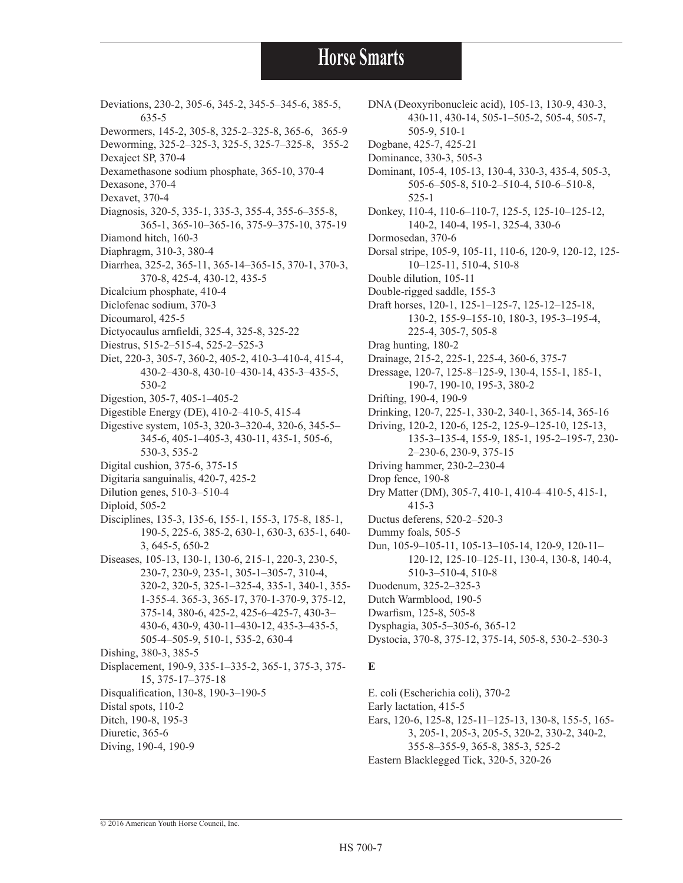Deviations, 230-2, 305-6, 345-2, 345-5–345-6, 385-5, 635-5
Dewormers, 145-2, 305-8, 325-2–325-8, 365-6, 365-9
Deworming, 325-2–325-3, 325-5, 325-7–325-8, 355-2
Dexaject SP, 370-4
Dexamethasone sodium phosphate, 365-10, 370-4
Dexasone, 370-4
Dexavet, 370-4
Diagnosis, 320-5, 335-1, 335-3, 355-4, 355-6–355-8, 365-1, 365-10–365-16, 375-9–375-10, 375-19
Diamond hitch, 160-3
Diaphragm, 310-3, 380-4
Diarrhea, 325-2, 365-11, 365-14–365-15, 370-1, 370-3, 370-8, 425-4, 430-12, 435-5
Dicalcium phosphate, 410-4
Diclofenac sodium, 370-3
Dicoumarol, 425-5
Dictyocaulus arnfieldi, 325-4, 325-8, 325-22
Diestrus, 515-2–515-4, 525-2–525-3
Diet, 220-3, 305-7, 360-2, 405-2, 410-3–410-4, 415-4, 430-2–430-8, 430-10–430-14, 435-3–435-5, 530-2
Digestion, 305-7, 405-1–405-2
Digestible Energy (DE), 410-2–410-5, 415-4
Digestive system, 105-3, 320-3–320-4, 320-6, 345-5–345-6, 405-1–405-3, 430-11, 435-1, 505-6, 530-3, 535-2
Digital cushion, 375-6, 375-15
Digitaria sanguinalis, 420-7, 425-2
Dilution genes, 510-3–510-4
Diploid, 505-2
Disciplines, 135-3, 135-6, 155-1, 155-3, 175-8, 185-1, 190-5, 225-6, 385-2, 630-1, 630-3, 635-1, 640-3, 645-5, 650-2
Diseases, 105-13, 130-1, 130-6, 215-1, 220-3, 230-5, 230-7, 230-9, 235-1, 305-1–305-7, 310-4, 320-2, 320-5, 325-1–325-4, 335-1, 340-1, 355-1-355-4. 365-3, 365-17, 370-1-370-9, 375-12, 375-14, 380-6, 425-2, 425-6–425-7, 430-3–430-6, 430-9, 430-11–430-12, 435-3–435-5, 505-4–505-9, 510-1, 535-2, 630-4
Dishing, 380-3, 385-5
Displacement, 190-9, 335-1–335-2, 365-1, 375-3, 375-15, 375-17–375-18
Disqualification, 130-8, 190-3–190-5
Distal spots, 110-2
Ditch, 190-8, 195-3
Diuretic, 365-6
Diving, 190-4, 190-9
DNA (Deoxyribonucleic acid), 105-13, 130-9, 430-3, 430-11, 430-14, 505-1–505-2, 505-4, 505-7, 505-9, 510-1
Dogbane, 425-7, 425-21
Dominance, 330-3, 505-3
Dominant, 105-4, 105-13, 130-4, 330-3, 435-4, 505-3, 505-6–505-8, 510-2–510-4, 510-6–510-8, 525-1
Donkey, 110-4, 110-6–110-7, 125-5, 125-10–125-12, 140-2, 140-4, 195-1, 325-4, 330-6
Dormosedan, 370-6
Dorsal stripe, 105-9, 105-11, 110-6, 120-9, 120-12, 125-10–125-11, 510-4, 510-8
Double dilution, 105-11
Double-rigged saddle, 155-3
Draft horses, 120-1, 125-1–125-7, 125-12–125-18, 130-2, 155-9–155-10, 180-3, 195-3–195-4, 225-4, 305-7, 505-8
Drag hunting, 180-2
Drainage, 215-2, 225-1, 225-4, 360-6, 375-7
Dressage, 120-7, 125-8–125-9, 130-4, 155-1, 185-1, 190-7, 190-10, 195-3, 380-2
Drifting, 190-4, 190-9
Drinking, 120-7, 225-1, 330-2, 340-1, 365-14, 365-16
Driving, 120-2, 120-6, 125-2, 125-9–125-10, 125-13, 135-3–135-4, 155-9, 185-1, 195-2–195-7, 230-2–230-6, 230-9, 375-15
Driving hammer, 230-2–230-4
Drop fence, 190-8
Dry Matter (DM), 305-7, 410-1, 410-4–410-5, 415-1, 415-3
Ductus deferens, 520-2–520-3
Dummy foals, 505-5
Dun, 105-9–105-11, 105-13–105-14, 120-9, 120-11–120-12, 125-10–125-11, 130-4, 130-8, 140-4, 510-3–510-4, 510-8
Duodenum, 325-2–325-3
Dutch Warmblood, 190-5
Dwarfism, 125-8, 505-8
Dysphagia, 305-5–305-6, 365-12
Dystocia, 370-8, 375-12, 375-14, 505-8, 530-2–530-3

**E**

E. coli (Escherichia coli), 370-2
Early lactation, 415-5
Ears, 120-6, 125-8, 125-11–125-13, 130-8, 155-5, 165-3, 205-1, 205-3, 205-5, 320-2, 330-2, 340-2, 355-8–355-9, 365-8, 385-3, 525-2
Eastern Blacklegged Tick, 320-5, 320-26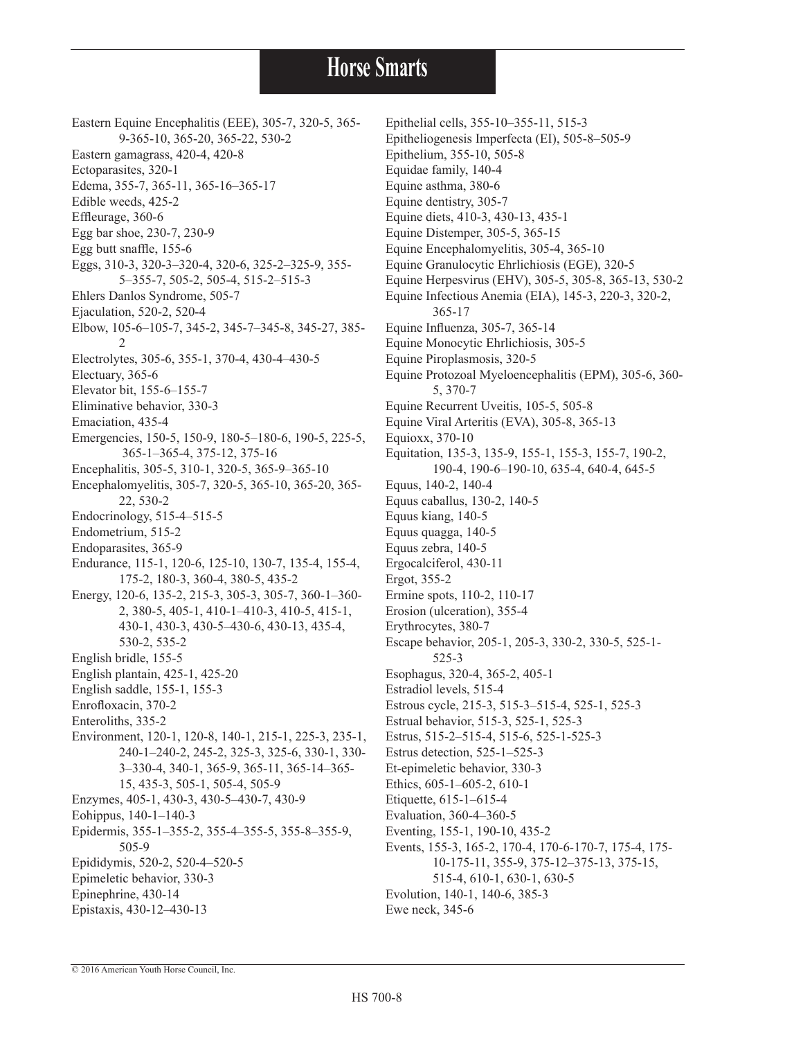Eastern Equine Encephalitis (EEE), 305-7, 320-5, 365-9-365-10, 365-20, 365-22, 530-2
Eastern gamagrass, 420-4, 420-8
Ectoparasites, 320-1
Edema, 355-7, 365-11, 365-16–365-17
Edible weeds, 425-2
Effleurage, 360-6
Egg bar shoe, 230-7, 230-9
Egg butt snaffle, 155-6
Eggs, 310-3, 320-3–320-4, 320-6, 325-2–325-9, 355-5–355-7, 505-2, 505-4, 515-2–515-3
Ehlers Danlos Syndrome, 505-7
Ejaculation, 520-2, 520-4
Elbow, 105-6–105-7, 345-2, 345-7–345-8, 345-27, 385-2
Electrolytes, 305-6, 355-1, 370-4, 430-4–430-5
Electuary, 365-6
Elevator bit, 155-6–155-7
Eliminative behavior, 330-3
Emaciation, 435-4
Emergencies, 150-5, 150-9, 180-5–180-6, 190-5, 225-5, 365-1–365-4, 375-12, 375-16
Encephalitis, 305-5, 310-1, 320-5, 365-9–365-10
Encephalomyelitis, 305-7, 320-5, 365-10, 365-20, 365-22, 530-2
Endocrinology, 515-4–515-5
Endometrium, 515-2
Endoparasites, 365-9
Endurance, 115-1, 120-6, 125-10, 130-7, 135-4, 155-4, 175-2, 180-3, 360-4, 380-5, 435-2
Energy, 120-6, 135-2, 215-3, 305-3, 305-7, 360-1–360-2, 380-5, 405-1, 410-1–410-3, 410-5, 415-1, 430-1, 430-3, 430-5–430-6, 430-13, 435-4, 530-2, 535-2
English bridle, 155-5
English plantain, 425-1, 425-20
English saddle, 155-1, 155-3
Enrofloxacin, 370-2
Enteroliths, 335-2
Environment, 120-1, 120-8, 140-1, 215-1, 225-3, 235-1, 240-1–240-2, 245-2, 325-3, 325-6, 330-1, 330-3–330-4, 340-1, 365-9, 365-11, 365-14–365-15, 435-3, 505-1, 505-4, 505-9
Enzymes, 405-1, 430-3, 430-5–430-7, 430-9
Eohippus, 140-1–140-3
Epidermis, 355-1–355-2, 355-4–355-5, 355-8–355-9, 505-9
Epididymis, 520-2, 520-4–520-5
Epimeletic behavior, 330-3
Epinephrine, 430-14
Epistaxis, 430-12–430-13
Epithelial cells, 355-10–355-11, 515-3
Epitheliogenesis Imperfecta (EI), 505-8–505-9
Epithelium, 355-10, 505-8
Equidae family, 140-4
Equine asthma, 380-6
Equine dentistry, 305-7
Equine diets, 410-3, 430-13, 435-1
Equine Distemper, 305-5, 365-15
Equine Encephalomyelitis, 305-4, 365-10
Equine Granulocytic Ehrlichiosis (EGE), 320-5
Equine Herpesvirus (EHV), 305-5, 305-8, 365-13, 530-2
Equine Infectious Anemia (EIA), 145-3, 220-3, 320-2, 365-17
Equine Influenza, 305-7, 365-14
Equine Monocytic Ehrlichiosis, 305-5
Equine Piroplasmosis, 320-5
Equine Protozoal Myeloencephalitis (EPM), 305-6, 360-5, 370-7
Equine Recurrent Uveitis, 105-5, 505-8
Equine Viral Arteritis (EVA), 305-8, 365-13
Equioxx, 370-10
Equitation, 135-3, 135-9, 155-1, 155-3, 155-7, 190-2, 190-4, 190-6–190-10, 635-4, 640-4, 645-5
Equus, 140-2, 140-4
Equus caballus, 130-2, 140-5
Equus kiang, 140-5
Equus quagga, 140-5
Equus zebra, 140-5
Ergocalciferol, 430-11
Ergot, 355-2
Ermine spots, 110-2, 110-17
Erosion (ulceration), 355-4
Erythrocytes, 380-7
Escape behavior, 205-1, 205-3, 330-2, 330-5, 525-1-525-3
Esophagus, 320-4, 365-2, 405-1
Estradiol levels, 515-4
Estrous cycle, 215-3, 515-3–515-4, 525-1, 525-3
Estrual behavior, 515-3, 525-1, 525-3
Estrus, 515-2–515-4, 515-6, 525-1-525-3
Estrus detection, 525-1–525-3
Et-epimeletic behavior, 330-3
Ethics, 605-1–605-2, 610-1
Etiquette, 615-1–615-4
Evaluation, 360-4–360-5
Eventing, 155-1, 190-10, 435-2
Events, 155-3, 165-2, 170-4, 170-6-170-7, 175-4, 175-10-175-11, 355-9, 375-12–375-13, 375-15, 515-4, 610-1, 630-1, 630-5
Evolution, 140-1, 140-6, 385-3
Ewe neck, 345-6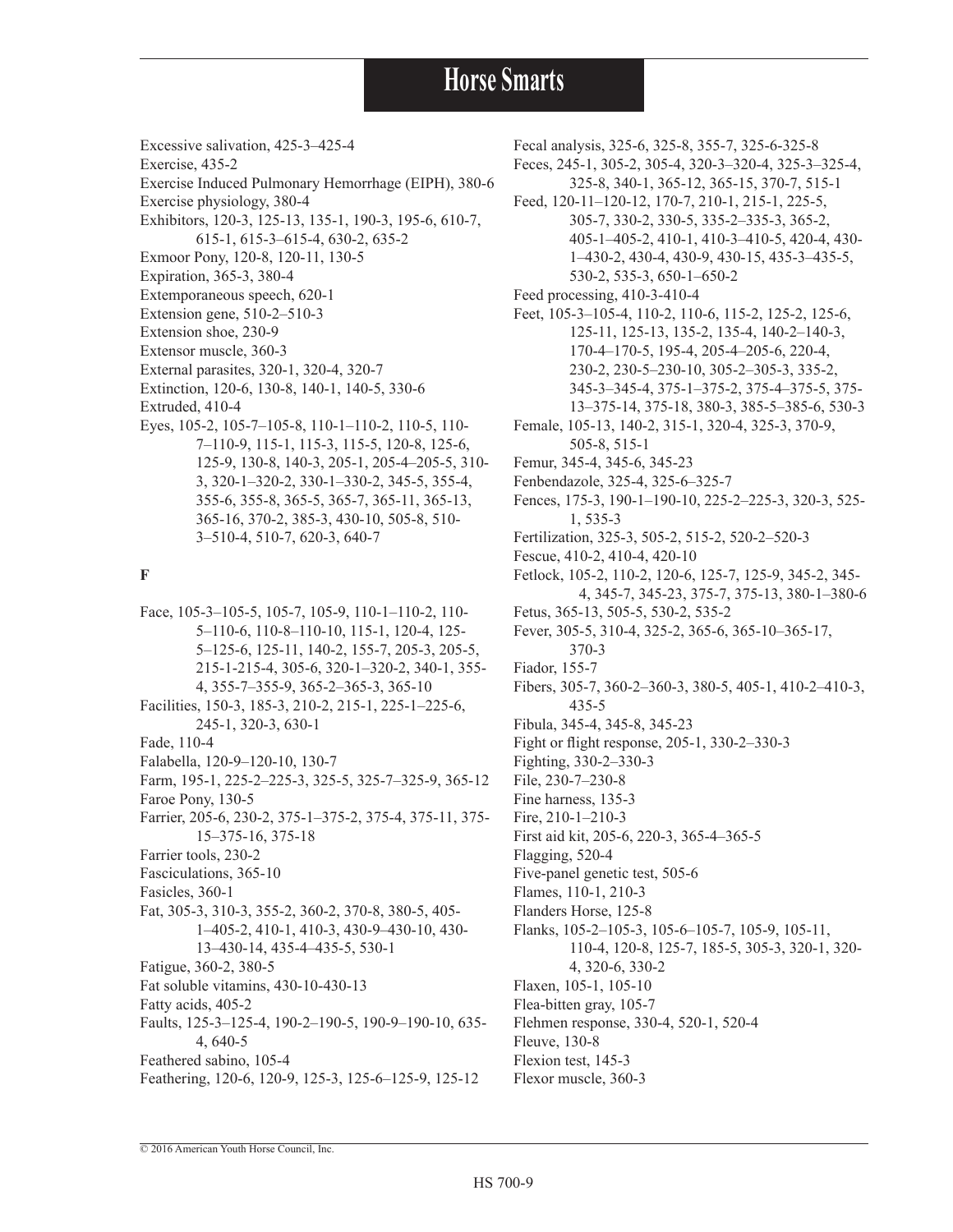Excessive salivation, 425-3–425-4
Exercise, 435-2
Exercise Induced Pulmonary Hemorrhage (EIPH), 380-6
Exercise physiology, 380-4
Exhibitors, 120-3, 125-13, 135-1, 190-3, 195-6, 610-7, 615-1, 615-3–615-4, 630-2, 635-2
Exmoor Pony, 120-8, 120-11, 130-5
Expiration, 365-3, 380-4
Extemporaneous speech, 620-1
Extension gene, 510-2–510-3
Extension shoe, 230-9
Extensor muscle, 360-3
External parasites, 320-1, 320-4, 320-7
Extinction, 120-6, 130-8, 140-1, 140-5, 330-6
Extruded, 410-4
Eyes, 105-2, 105-7–105-8, 110-1–110-2, 110-5, 110-7–110-9, 115-1, 115-3, 115-5, 120-8, 125-6, 125-9, 130-8, 140-3, 205-1, 205-4–205-5, 310-3, 320-1–320-2, 330-1–330-2, 345-5, 355-4, 355-6, 355-8, 365-5, 365-7, 365-11, 365-13, 365-16, 370-2, 385-3, 430-10, 505-8, 510-3–510-4, 510-7, 620-3, 640-7

**F**

Face, 105-3–105-5, 105-7, 105-9, 110-1–110-2, 110-5–110-6, 110-8–110-10, 115-1, 120-4, 125-5–125-6, 125-11, 140-2, 155-7, 205-3, 205-5, 215-1-215-4, 305-6, 320-1–320-2, 340-1, 355-4, 355-7–355-9, 365-2–365-3, 365-10
Facilities, 150-3, 185-3, 210-2, 215-1, 225-1–225-6, 245-1, 320-3, 630-1
Fade, 110-4
Falabella, 120-9–120-10, 130-7
Farm, 195-1, 225-2–225-3, 325-5, 325-7–325-9, 365-12
Faroe Pony, 130-5
Farrier, 205-6, 230-2, 375-1–375-2, 375-4, 375-11, 375-15–375-16, 375-18
Farrier tools, 230-2
Fasciculations, 365-10
Fasicles, 360-1
Fat, 305-3, 310-3, 355-2, 360-2, 370-8, 380-5, 405-1–405-2, 410-1, 410-3, 430-9–430-10, 430-13–430-14, 435-4–435-5, 530-1
Fatigue, 360-2, 380-5
Fat soluble vitamins, 430-10-430-13
Fatty acids, 405-2
Faults, 125-3–125-4, 190-2–190-5, 190-9–190-10, 635-4, 640-5
Feathered sabino, 105-4
Feathering, 120-6, 120-9, 125-3, 125-6–125-9, 125-12
Fecal analysis, 325-6, 325-8, 355-7, 325-6-325-8
Feces, 245-1, 305-2, 305-4, 320-3–320-4, 325-3–325-4, 325-8, 340-1, 365-12, 365-15, 370-7, 515-1
Feed, 120-11–120-12, 170-7, 210-1, 215-1, 225-5, 305-7, 330-2, 330-5, 335-2–335-3, 365-2, 405-1–405-2, 410-1, 410-3–410-5, 420-4, 430-1–430-2, 430-4, 430-9, 430-15, 435-3–435-5, 530-2, 535-3, 650-1–650-2
Feed processing, 410-3-410-4
Feet, 105-3–105-4, 110-2, 110-6, 115-2, 125-2, 125-6, 125-11, 125-13, 135-2, 135-4, 140-2–140-3, 170-4–170-5, 195-4, 205-4–205-6, 220-4, 230-2, 230-5–230-10, 305-2–305-3, 335-2, 345-3–345-4, 375-1–375-2, 375-4–375-5, 375-13–375-14, 375-18, 380-3, 385-5–385-6, 530-3
Female, 105-13, 140-2, 315-1, 320-4, 325-3, 370-9, 505-8, 515-1
Femur, 345-4, 345-6, 345-23
Fenbendazole, 325-4, 325-6–325-7
Fences, 175-3, 190-1–190-10, 225-2–225-3, 320-3, 525-1, 535-3
Fertilization, 325-3, 505-2, 515-2, 520-2–520-3
Fescue, 410-2, 410-4, 420-10
Fetlock, 105-2, 110-2, 120-6, 125-7, 125-9, 345-2, 345-4, 345-7, 345-23, 375-7, 375-13, 380-1–380-6
Fetus, 365-13, 505-5, 530-2, 535-2
Fever, 305-5, 310-4, 325-2, 365-6, 365-10–365-17, 370-3
Fiador, 155-7
Fibers, 305-7, 360-2–360-3, 380-5, 405-1, 410-2–410-3, 435-5
Fibula, 345-4, 345-8, 345-23
Fight or flight response, 205-1, 330-2–330-3
Fighting, 330-2–330-3
File, 230-7–230-8
Fine harness, 135-3
Fire, 210-1–210-3
First aid kit, 205-6, 220-3, 365-4–365-5
Flagging, 520-4
Five-panel genetic test, 505-6
Flames, 110-1, 210-3
Flanders Horse, 125-8
Flanks, 105-2–105-3, 105-6–105-7, 105-9, 105-11, 110-4, 120-8, 125-7, 185-5, 305-3, 320-1, 320-4, 320-6, 330-2
Flaxen, 105-1, 105-10
Flea-bitten gray, 105-7
Flehmen response, 330-4, 520-1, 520-4
Fleuve, 130-8
Flexion test, 145-3
Flexor muscle, 360-3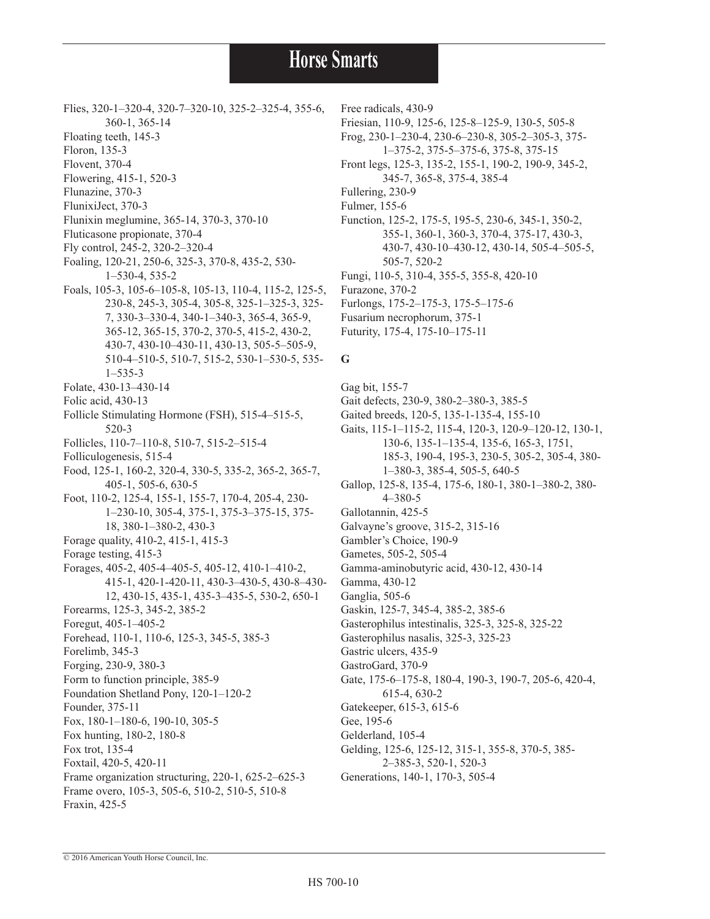Flies, 320-1–320-4, 320-7–320-10, 325-2–325-4, 355-6, 360-1, 365-14
Floating teeth, 145-3
Floron, 135-3
Flovent, 370-4
Flowering, 415-1, 520-3
Flunazine, 370-3
FlunixiJect, 370-3
Flunixin meglumine, 365-14, 370-3, 370-10
Fluticasone propionate, 370-4
Fly control, 245-2, 320-2–320-4
Foaling, 120-21, 250-6, 325-3, 370-8, 435-2, 530-1–530-4, 535-2
Foals, 105-3, 105-6–105-8, 105-13, 110-4, 115-2, 125-5, 230-8, 245-3, 305-4, 305-8, 325-1–325-3, 325-7, 330-3–330-4, 340-1–340-3, 365-4, 365-9, 365-12, 365-15, 370-2, 370-5, 415-2, 430-2, 430-7, 430-10–430-11, 430-13, 505-5–505-9, 510-4–510-5, 510-7, 515-2, 530-1–530-5, 535-1–535-3
Folate, 430-13–430-14
Folic acid, 430-13
Follicle Stimulating Hormone (FSH), 515-4–515-5, 520-3
Follicles, 110-7–110-8, 510-7, 515-2–515-4
Folliculogenesis, 515-4
Food, 125-1, 160-2, 320-4, 330-5, 335-2, 365-2, 365-7, 405-1, 505-6, 630-5
Foot, 110-2, 125-4, 155-1, 155-7, 170-4, 205-4, 230-1–230-10, 305-4, 375-1, 375-3–375-15, 375-18, 380-1–380-2, 430-3
Forage quality, 410-2, 415-1, 415-3
Forage testing, 415-3
Forages, 405-2, 405-4–405-5, 405-12, 410-1–410-2, 415-1, 420-1-420-11, 430-3–430-5, 430-8–430-12, 430-15, 435-1, 435-3–435-5, 530-2, 650-1
Forearms, 125-3, 345-2, 385-2
Foregut, 405-1–405-2
Forehead, 110-1, 110-6, 125-3, 345-5, 385-3
Forelimb, 345-3
Forging, 230-9, 380-3
Form to function principle, 385-9
Foundation Shetland Pony, 120-1–120-2
Founder, 375-11
Fox, 180-1–180-6, 190-10, 305-5
Fox hunting, 180-2, 180-8
Fox trot, 135-4
Foxtail, 420-5, 420-11
Frame organization structuring, 220-1, 625-2–625-3
Frame overo, 105-3, 505-6, 510-2, 510-5, 510-8
Fraxin, 425-5
Free radicals, 430-9
Friesian, 110-9, 125-6, 125-8–125-9, 130-5, 505-8
Frog, 230-1–230-4, 230-6–230-8, 305-2–305-3, 375-1–375-2, 375-5–375-6, 375-8, 375-15
Front legs, 125-3, 135-2, 155-1, 190-2, 190-9, 345-2, 345-7, 365-8, 375-4, 385-4
Fullering, 230-9
Fulmer, 155-6
Function, 125-2, 175-5, 195-5, 230-6, 345-1, 350-2, 355-1, 360-1, 360-3, 370-4, 375-17, 430-3, 430-7, 430-10–430-12, 430-14, 505-4–505-5, 505-7, 520-2
Fungi, 110-5, 310-4, 355-5, 355-8, 420-10
Furazone, 370-2
Furlongs, 175-2–175-3, 175-5–175-6
Fusarium necrophorum, 375-1
Futurity, 175-4, 175-10–175-11

## G

Gag bit, 155-7
Gait defects, 230-9, 380-2–380-3, 385-5
Gaited breeds, 120-5, 135-1-135-4, 155-10
Gaits, 115-1–115-2, 115-4, 120-3, 120-9–120-12, 130-1, 130-6, 135-1–135-4, 135-6, 165-3, 1751, 185-3, 190-4, 195-3, 230-5, 305-2, 305-4, 380-1–380-3, 385-4, 505-5, 640-5
Gallop, 125-8, 135-4, 175-6, 180-1, 380-1–380-2, 380-4–380-5
Gallotannin, 425-5
Galvayne's groove, 315-2, 315-16
Gambler's Choice, 190-9
Gametes, 505-2, 505-4
Gamma-aminobutyric acid, 430-12, 430-14
Gamma, 430-12
Ganglia, 505-6
Gaskin, 125-7, 345-4, 385-2, 385-6
Gasterophilus intestinalis, 325-3, 325-8, 325-22
Gasterophilus nasalis, 325-3, 325-23
Gastric ulcers, 435-9
GastroGard, 370-9
Gate, 175-6–175-8, 180-4, 190-3, 190-7, 205-6, 420-4, 615-4, 630-2
Gatekeeper, 615-3, 615-6
Gee, 195-6
Gelderland, 105-4
Gelding, 125-6, 125-12, 315-1, 355-8, 370-5, 385-2–385-3, 520-1, 520-3
Generations, 140-1, 170-3, 505-4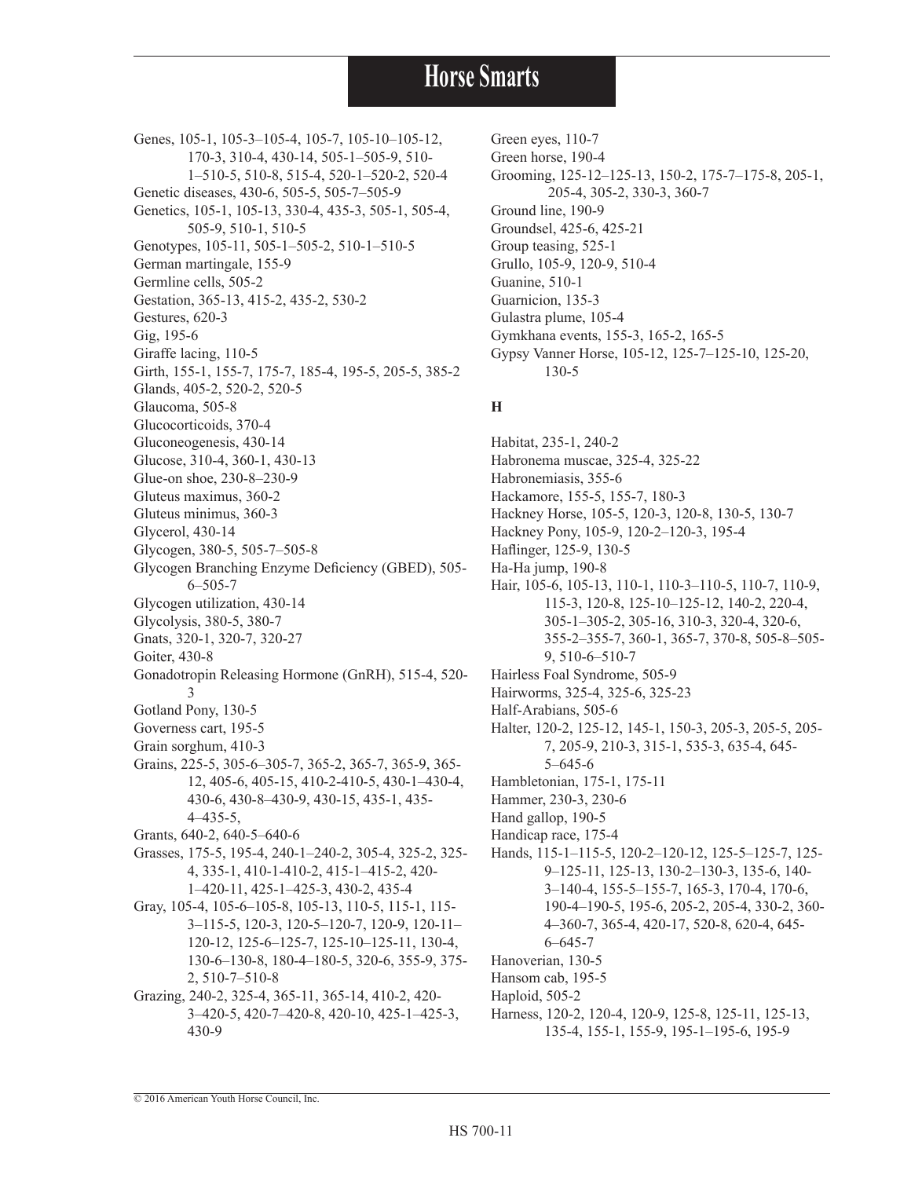Genes, 105-1, 105-3–105-4, 105-7, 105-10–105-12, 170-3, 310-4, 430-14, 505-1–505-9, 510-1–510-5, 510-8, 515-4, 520-1–520-2, 520-4
Genetic diseases, 430-6, 505-5, 505-7–505-9
Genetics, 105-1, 105-13, 330-4, 435-3, 505-1, 505-4, 505-9, 510-1, 510-5
Genotypes, 105-11, 505-1–505-2, 510-1–510-5
German martingale, 155-9
Germline cells, 505-2
Gestation, 365-13, 415-2, 435-2, 530-2
Gestures, 620-3
Gig, 195-6
Giraffe lacing, 110-5
Girth, 155-1, 155-7, 175-7, 185-4, 195-5, 205-5, 385-2
Glands, 405-2, 520-2, 520-5
Glaucoma, 505-8
Glucocorticoids, 370-4
Gluconeogenesis, 430-14
Glucose, 310-4, 360-1, 430-13
Glue-on shoe, 230-8–230-9
Gluteus maximus, 360-2
Gluteus minimus, 360-3
Glycerol, 430-14
Glycogen, 380-5, 505-7–505-8
Glycogen Branching Enzyme Deficiency (GBED), 505-6–505-7
Glycogen utilization, 430-14
Glycolysis, 380-5, 380-7
Gnats, 320-1, 320-7, 320-27
Goiter, 430-8
Gonadotropin Releasing Hormone (GnRH), 515-4, 520-3
Gotland Pony, 130-5
Governess cart, 195-5
Grain sorghum, 410-3
Grains, 225-5, 305-6–305-7, 365-2, 365-7, 365-9, 365-12, 405-6, 405-15, 410-2-410-5, 430-1–430-4, 430-6, 430-8–430-9, 430-15, 435-1, 435-4–435-5,
Grants, 640-2, 640-5–640-6
Grasses, 175-5, 195-4, 240-1–240-2, 305-4, 325-2, 325-4, 335-1, 410-1-410-2, 415-1–415-2, 420-1–420-11, 425-1–425-3, 430-2, 435-4
Gray, 105-4, 105-6–105-8, 105-13, 110-5, 115-1, 115-3–115-5, 120-3, 120-5–120-7, 120-9, 120-11–120-12, 125-6–125-7, 125-10–125-11, 130-4, 130-6–130-8, 180-4–180-5, 320-6, 355-9, 375-2, 510-7–510-8
Grazing, 240-2, 325-4, 365-11, 365-14, 410-2, 420-3–420-5, 420-7–420-8, 420-10, 425-1–425-3, 430-9
Green eyes, 110-7
Green horse, 190-4
Grooming, 125-12–125-13, 150-2, 175-7–175-8, 205-1, 205-4, 305-2, 330-3, 360-7
Ground line, 190-9
Groundsel, 425-6, 425-21
Group teasing, 525-1
Grullo, 105-9, 120-9, 510-4
Guanine, 510-1
Guarnicion, 135-3
Gulastra plume, 105-4
Gymkhana events, 155-3, 165-2, 165-5
Gypsy Vanner Horse, 105-12, 125-7–125-10, 125-20, 130-5

**H**

Habitat, 235-1, 240-2
Habronema muscae, 325-4, 325-22
Habronemiasis, 355-6
Hackamore, 155-5, 155-7, 180-3
Hackney Horse, 105-5, 120-3, 120-8, 130-5, 130-7
Hackney Pony, 105-9, 120-2–120-3, 195-4
Haflinger, 125-9, 130-5
Ha-Ha jump, 190-8
Hair, 105-6, 105-13, 110-1, 110-3–110-5, 110-7, 110-9, 115-3, 120-8, 125-10–125-12, 140-2, 220-4, 305-1–305-2, 305-16, 310-3, 320-4, 320-6, 355-2–355-7, 360-1, 365-7, 370-8, 505-8–505-9, 510-6–510-7
Hairless Foal Syndrome, 505-9
Hairworms, 325-4, 325-6, 325-23
Half-Arabians, 505-6
Halter, 120-2, 125-12, 145-1, 150-3, 205-3, 205-5, 205-7, 205-9, 210-3, 315-1, 535-3, 635-4, 645-5–645-6
Hambletonian, 175-1, 175-11
Hammer, 230-3, 230-6
Hand gallop, 190-5
Handicap race, 175-4
Hands, 115-1–115-5, 120-2–120-12, 125-5–125-7, 125-9–125-11, 125-13, 130-2–130-3, 135-6, 140-3–140-4, 155-5–155-7, 165-3, 170-4, 170-6, 190-4–190-5, 195-6, 205-2, 205-4, 330-2, 360-4–360-7, 365-4, 420-17, 520-8, 620-4, 645-6–645-7
Hanoverian, 130-5
Hansom cab, 195-5
Haploid, 505-2
Harness, 120-2, 120-4, 120-9, 125-8, 125-11, 125-13, 135-4, 155-1, 155-9, 195-1–195-6, 195-9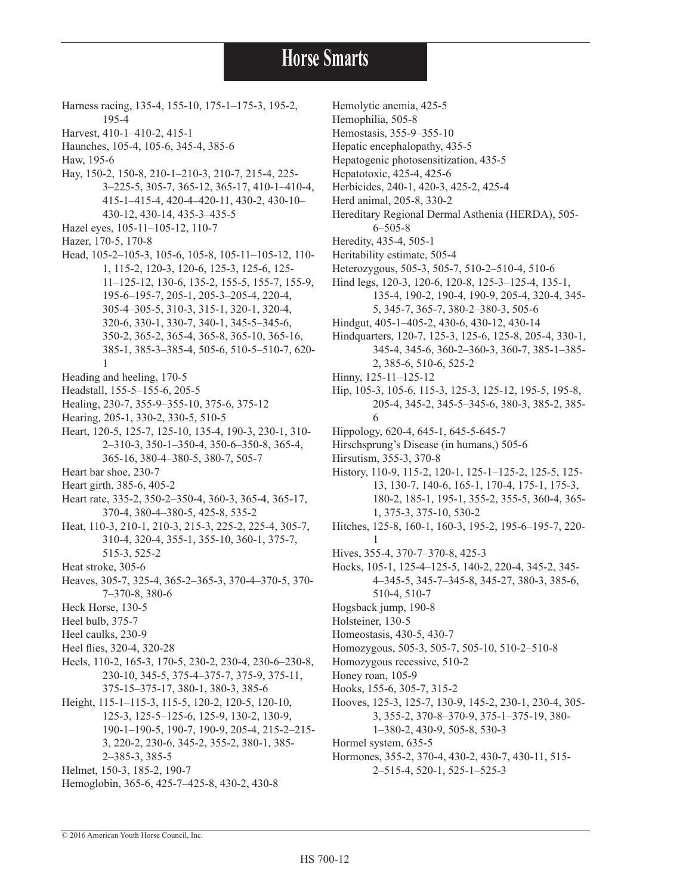Harness racing, 135-4, 155-10, 175-1–175-3, 195-2, 195-4
Harvest, 410-1–410-2, 415-1
Haunches, 105-4, 105-6, 345-4, 385-6
Haw, 195-6
Hay, 150-2, 150-8, 210-1–210-3, 210-7, 215-4, 225-3–225-5, 305-7, 365-12, 365-17, 410-1–410-4, 415-1–415-4, 420-4–420-11, 430-2, 430-10–430-12, 430-14, 435-3–435-5
Hazel eyes, 105-11–105-12, 110-7
Hazer, 170-5, 170-8
Head, 105-2–105-3, 105-6, 105-8, 105-11–105-12, 110-1, 115-2, 120-3, 120-6, 125-3, 125-6, 125-11–125-12, 130-6, 135-2, 155-5, 155-7, 155-9, 195-6–195-7, 205-1, 205-3–205-4, 220-4, 305-4–305-5, 310-3, 315-1, 320-1, 320-4, 320-6, 330-1, 330-7, 340-1, 345-5–345-6, 350-2, 365-2, 365-4, 365-8, 365-10, 365-16, 385-1, 385-3–385-4, 505-6, 510-5–510-7, 620-1
Heading and heeling, 170-5
Headstall, 155-5–155-6, 205-5
Healing, 230-7, 355-9–355-10, 375-6, 375-12
Hearing, 205-1, 330-2, 330-5, 510-5
Heart, 120-5, 125-7, 125-10, 135-4, 190-3, 230-1, 310-2–310-3, 350-1–350-4, 350-6–350-8, 365-4, 365-16, 380-4–380-5, 380-7, 505-7
Heart bar shoe, 230-7
Heart girth, 385-6, 405-2
Heart rate, 335-2, 350-2–350-4, 360-3, 365-4, 365-17, 370-4, 380-4–380-5, 425-8, 535-2
Heat, 110-3, 210-1, 210-3, 215-3, 225-2, 225-4, 305-7, 310-4, 320-4, 355-1, 355-10, 360-1, 375-7, 515-3, 525-2
Heat stroke, 305-6
Heaves, 305-7, 325-4, 365-2–365-3, 370-4–370-5, 370-7–370-8, 380-6
Heck Horse, 130-5
Heel bulb, 375-7
Heel caulks, 230-9
Heel flies, 320-4, 320-28
Heels, 110-2, 165-3, 170-5, 230-2, 230-4, 230-6–230-8, 230-10, 345-5, 375-4–375-7, 375-9, 375-11, 375-15–375-17, 380-1, 380-3, 385-6
Height, 115-1–115-3, 115-5, 120-2, 120-5, 120-10, 125-3, 125-5–125-6, 125-9, 130-2, 130-9, 190-1–190-5, 190-7, 190-9, 205-4, 215-2–215-3, 220-2, 230-6, 345-2, 355-2, 380-1, 385-2–385-3, 385-5
Helmet, 150-3, 185-2, 190-7
Hemoglobin, 365-6, 425-7–425-8, 430-2, 430-8
Hemolytic anemia, 425-5
Hemophilia, 505-8
Hemostasis, 355-9–355-10
Hepatic encephalopathy, 435-5
Hepatogenic photosensitization, 435-5
Hepatotoxic, 425-4, 425-6
Herbicides, 240-1, 420-3, 425-2, 425-4
Herd animal, 205-8, 330-2
Hereditary Regional Dermal Asthenia (HERDA), 505-6–505-8
Heredity, 435-4, 505-1
Heritability estimate, 505-4
Heterozygous, 505-3, 505-7, 510-2–510-4, 510-6
Hind legs, 120-3, 120-6, 120-8, 125-3–125-4, 135-1, 135-4, 190-2, 190-4, 190-9, 205-4, 320-4, 345-5, 345-7, 365-7, 380-2–380-3, 505-6
Hindgut, 405-1–405-2, 430-6, 430-12, 430-14
Hindquarters, 120-7, 125-3, 125-6, 125-8, 205-4, 330-1, 345-4, 345-6, 360-2–360-3, 360-7, 385-1–385-2, 385-6, 510-6, 525-2
Hinny, 125-11–125-12
Hip, 105-3, 105-6, 115-3, 125-3, 125-12, 195-5, 195-8, 205-4, 345-2, 345-5–345-6, 380-3, 385-2, 385-6
Hippology, 620-4, 645-1, 645-5-645-7
Hirschsprung's Disease (in humans,) 505-6
Hirsutism, 355-3, 370-8
History, 110-9, 115-2, 120-1, 125-1–125-2, 125-5, 125-13, 130-7, 140-6, 165-1, 170-4, 175-1, 175-3, 180-2, 185-1, 195-1, 355-2, 355-5, 360-4, 365-1, 375-3, 375-10, 530-2
Hitches, 125-8, 160-1, 160-3, 195-2, 195-6–195-7, 220-1
Hives, 355-4, 370-7–370-8, 425-3
Hocks, 105-1, 125-4–125-5, 140-2, 220-4, 345-2, 345-4–345-5, 345-7–345-8, 345-27, 380-3, 385-6, 510-4, 510-7
Hogsback jump, 190-8
Holsteiner, 130-5
Homeostasis, 430-5, 430-7
Homozygous, 505-3, 505-7, 505-10, 510-2–510-8
Homozygous recessive, 510-2
Honey roan, 105-9
Hooks, 155-6, 305-7, 315-2
Hooves, 125-3, 125-7, 130-9, 145-2, 230-1, 230-4, 305-3, 355-2, 370-8–370-9, 375-1–375-19, 380-1–380-2, 430-9, 505-8, 530-3
Hormel system, 635-5
Hormones, 355-2, 370-4, 430-2, 430-7, 430-11, 515-2–515-4, 520-1, 525-1–525-3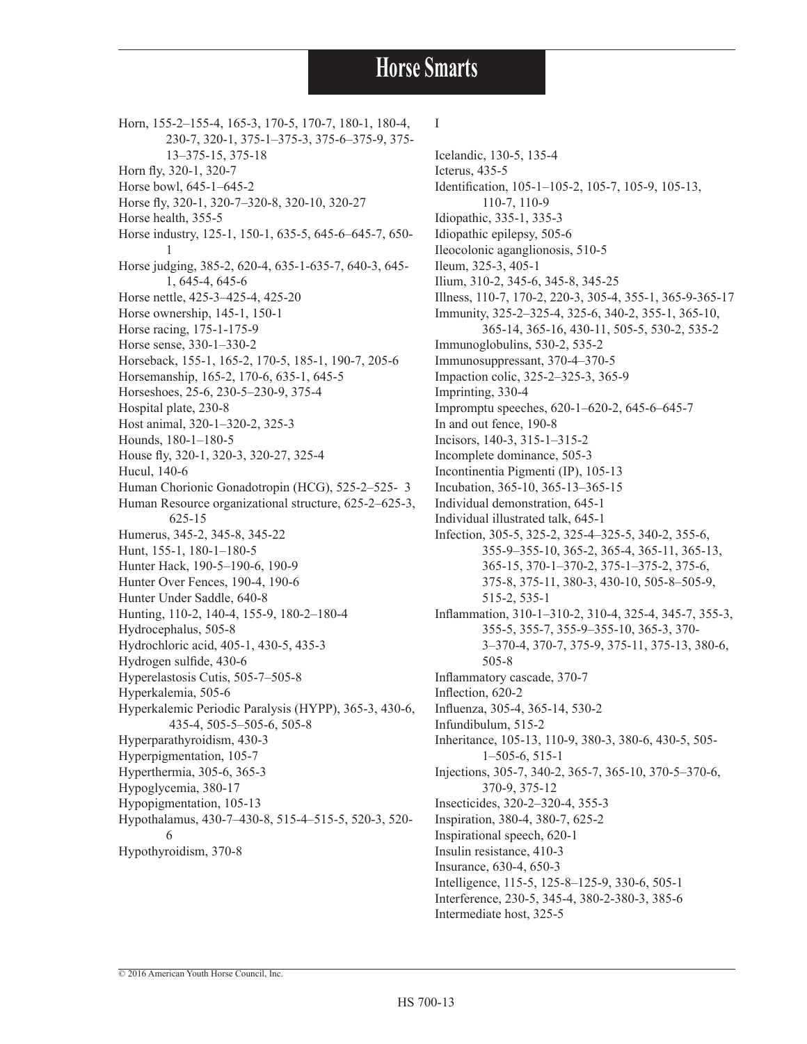Horn, 155-2–155-4, 165-3, 170-5, 170-7, 180-1, 180-4, 230-7, 320-1, 375-1–375-3, 375-6–375-9, 375-13–375-15, 375-18

Horn fly, 320-1, 320-7

Horse bowl, 645-1–645-2

Horse fly, 320-1, 320-7–320-8, 320-10, 320-27

Horse health, 355-5

Horse industry, 125-1, 150-1, 635-5, 645-6–645-7, 650-1

Horse judging, 385-2, 620-4, 635-1-635-7, 640-3, 645-1, 645-4, 645-6

Horse nettle, 425-3–425-4, 425-20

Horse ownership, 145-1, 150-1

Horse racing, 175-1-175-9

Horse sense, 330-1–330-2

Horseback, 155-1, 165-2, 170-5, 185-1, 190-7, 205-6

Horsemanship, 165-2, 170-6, 635-1, 645-5

Horseshoes, 25-6, 230-5–230-9, 375-4

Hospital plate, 230-8

Host animal, 320-1–320-2, 325-3

Hounds, 180-1–180-5

House fly, 320-1, 320-3, 320-27, 325-4

Hucul, 140-6

Human Chorionic Gonadotropin (HCG), 525-2–525- 3

Human Resource organizational structure, 625-2–625-3, 625-15

Humerus, 345-2, 345-8, 345-22

Hunt, 155-1, 180-1–180-5

Hunter Hack, 190-5–190-6, 190-9

Hunter Over Fences, 190-4, 190-6

Hunter Under Saddle, 640-8

Hunting, 110-2, 140-4, 155-9, 180-2–180-4

Hydrocephalus, 505-8

Hydrochloric acid, 405-1, 430-5, 435-3

Hydrogen sulfide, 430-6

Hyperelastosis Cutis, 505-7–505-8

Hyperkalemia, 505-6

Hyperkalemic Periodic Paralysis (HYPP), 365-3, 430-6, 435-4, 505-5–505-6, 505-8

Hyperparathyroidism, 430-3

Hyperpigmentation, 105-7

Hyperthermia, 305-6, 365-3

Hypoglycemia, 380-17

Hypopigmentation, 105-13

Hypothalamus, 430-7–430-8, 515-4–515-5, 520-3, 520-6

Hypothyroidism, 370-8

I

Icelandic, 130-5, 135-4

Icterus, 435-5

Identification, 105-1–105-2, 105-7, 105-9, 105-13, 110-7, 110-9

Idiopathic, 335-1, 335-3

Idiopathic epilepsy, 505-6

Ileocolonic aganglionosis, 510-5

Ileum, 325-3, 405-1

Ilium, 310-2, 345-6, 345-8, 345-25

Illness, 110-7, 170-2, 220-3, 305-4, 355-1, 365-9-365-17

Immunity, 325-2–325-4, 325-6, 340-2, 355-1, 365-10, 365-14, 365-16, 430-11, 505-5, 530-2, 535-2

Immunoglobulins, 530-2, 535-2

Immunosuppressant, 370-4–370-5

Impaction colic, 325-2–325-3, 365-9

Imprinting, 330-4

Impromptu speeches, 620-1–620-2, 645-6–645-7

In and out fence, 190-8

Incisors, 140-3, 315-1–315-2

Incomplete dominance, 505-3

Incontinentia Pigmenti (IP), 105-13

Incubation, 365-10, 365-13–365-15

Individual demonstration, 645-1

Individual illustrated talk, 645-1

Infection, 305-5, 325-2, 325-4–325-5, 340-2, 355-6, 355-9–355-10, 365-2, 365-4, 365-11, 365-13, 365-15, 370-1–370-2, 375-1–375-2, 375-6, 375-8, 375-11, 380-3, 430-10, 505-8–505-9, 515-2, 535-1

Inflammation, 310-1–310-2, 310-4, 325-4, 345-7, 355-3, 355-5, 355-7, 355-9–355-10, 365-3, 370-3–370-4, 370-7, 375-9, 375-11, 375-13, 380-6, 505-8

Inflammatory cascade, 370-7

Inflection, 620-2

Influenza, 305-4, 365-14, 530-2

Infundibulum, 515-2

Inheritance, 105-13, 110-9, 380-3, 380-6, 430-5, 505-1–505-6, 515-1

Injections, 305-7, 340-2, 365-7, 365-10, 370-5–370-6, 370-9, 375-12

Insecticides, 320-2–320-4, 355-3

Inspiration, 380-4, 380-7, 625-2

Inspirational speech, 620-1

Insulin resistance, 410-3

Insurance, 630-4, 650-3

Intelligence, 115-5, 125-8–125-9, 330-6, 505-1

Interference, 230-5, 345-4, 380-2-380-3, 385-6

Intermediate host, 325-5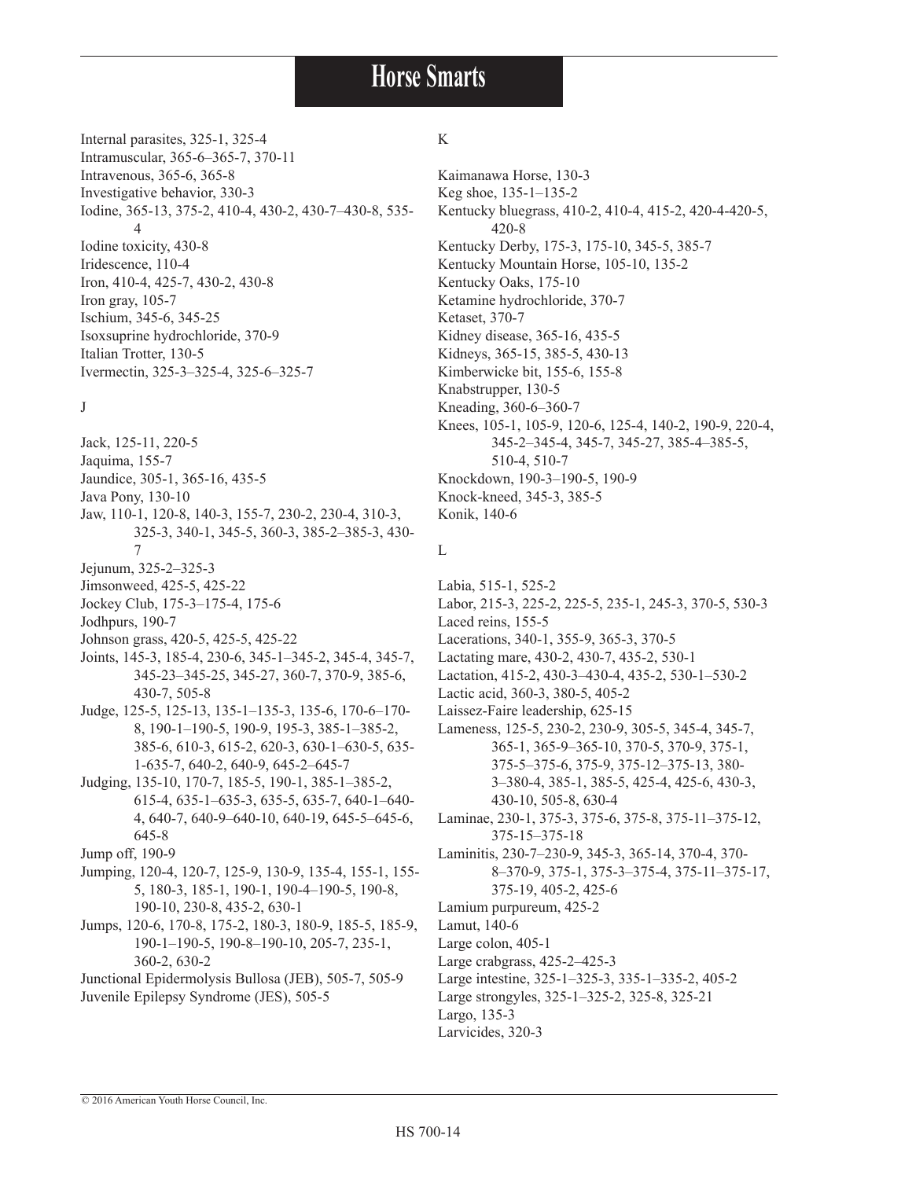Internal parasites, 325-1, 325-4
Intramuscular, 365-6–365-7, 370-11
Intravenous, 365-6, 365-8
Investigative behavior, 330-3
Iodine, 365-13, 375-2, 410-4, 430-2, 430-7–430-8, 535-4
Iodine toxicity, 430-8
Iridescence, 110-4
Iron, 410-4, 425-7, 430-2, 430-8
Iron gray, 105-7
Ischium, 345-6, 345-25
Isoxsuprine hydrochloride, 370-9
Italian Trotter, 130-5
Ivermectin, 325-3–325-4, 325-6–325-7

J

Jack, 125-11, 220-5
Jaquima, 155-7
Jaundice, 305-1, 365-16, 435-5
Java Pony, 130-10
Jaw, 110-1, 120-8, 140-3, 155-7, 230-2, 230-4, 310-3, 325-3, 340-1, 345-5, 360-3, 385-2–385-3, 430-7
Jejunum, 325-2–325-3
Jimsonweed, 425-5, 425-22
Jockey Club, 175-3–175-4, 175-6
Jodhpurs, 190-7
Johnson grass, 420-5, 425-5, 425-22
Joints, 145-3, 185-4, 230-6, 345-1–345-2, 345-4, 345-7, 345-23–345-25, 345-27, 360-7, 370-9, 385-6, 430-7, 505-8
Judge, 125-5, 125-13, 135-1–135-3, 135-6, 170-6–170-8, 190-1–190-5, 190-9, 195-3, 385-1–385-2, 385-6, 610-3, 615-2, 620-3, 630-1–630-5, 635-1-635-7, 640-2, 640-9, 645-2–645-7
Judging, 135-10, 170-7, 185-5, 190-1, 385-1–385-2, 615-4, 635-1–635-3, 635-5, 635-7, 640-1–640-4, 640-7, 640-9–640-10, 640-19, 645-5–645-6, 645-8
Jump off, 190-9
Jumping, 120-4, 120-7, 125-9, 130-9, 135-4, 155-1, 155-5, 180-3, 185-1, 190-1, 190-4–190-5, 190-8, 190-10, 230-8, 435-2, 630-1
Jumps, 120-6, 170-8, 175-2, 180-3, 180-9, 185-5, 185-9, 190-1–190-5, 190-8–190-10, 205-7, 235-1, 360-2, 630-2
Junctional Epidermolysis Bullosa (JEB), 505-7, 505-9
Juvenile Epilepsy Syndrome (JES), 505-5

K

Kaimanawa Horse, 130-3
Keg shoe, 135-1–135-2
Kentucky bluegrass, 410-2, 410-4, 415-2, 420-4-420-5, 420-8
Kentucky Derby, 175-3, 175-10, 345-5, 385-7
Kentucky Mountain Horse, 105-10, 135-2
Kentucky Oaks, 175-10
Ketamine hydrochloride, 370-7
Ketaset, 370-7
Kidney disease, 365-16, 435-5
Kidneys, 365-15, 385-5, 430-13
Kimberwicke bit, 155-6, 155-8
Knabstrupper, 130-5
Kneading, 360-6–360-7
Knees, 105-1, 105-9, 120-6, 125-4, 140-2, 190-9, 220-4, 345-2–345-4, 345-7, 345-27, 385-4–385-5, 510-4, 510-7
Knockdown, 190-3–190-5, 190-9
Knock-kneed, 345-3, 385-5
Konik, 140-6

L

Labia, 515-1, 525-2
Labor, 215-3, 225-2, 225-5, 235-1, 245-3, 370-5, 530-3
Laced reins, 155-5
Lacerations, 340-1, 355-9, 365-3, 370-5
Lactating mare, 430-2, 430-7, 435-2, 530-1
Lactation, 415-2, 430-3–430-4, 435-2, 530-1–530-2
Lactic acid, 360-3, 380-5, 405-2
Laissez-Faire leadership, 625-15
Lameness, 125-5, 230-2, 230-9, 305-5, 345-4, 345-7, 365-1, 365-9–365-10, 370-5, 370-9, 375-1, 375-5–375-6, 375-9, 375-12–375-13, 380-3–380-4, 385-1, 385-5, 425-4, 425-6, 430-3, 430-10, 505-8, 630-4
Laminae, 230-1, 375-3, 375-6, 375-8, 375-11–375-12, 375-15–375-18
Laminitis, 230-7–230-9, 345-3, 365-14, 370-4, 370-8–370-9, 375-1, 375-3–375-4, 375-11–375-17, 375-19, 405-2, 425-6
Lamium purpureum, 425-2
Lamut, 140-6
Large colon, 405-1
Large crabgrass, 425-2–425-3
Large intestine, 325-1–325-3, 335-1–335-2, 405-2
Large strongyles, 325-1–325-2, 325-8, 325-21
Largo, 135-3
Larvicides, 320-3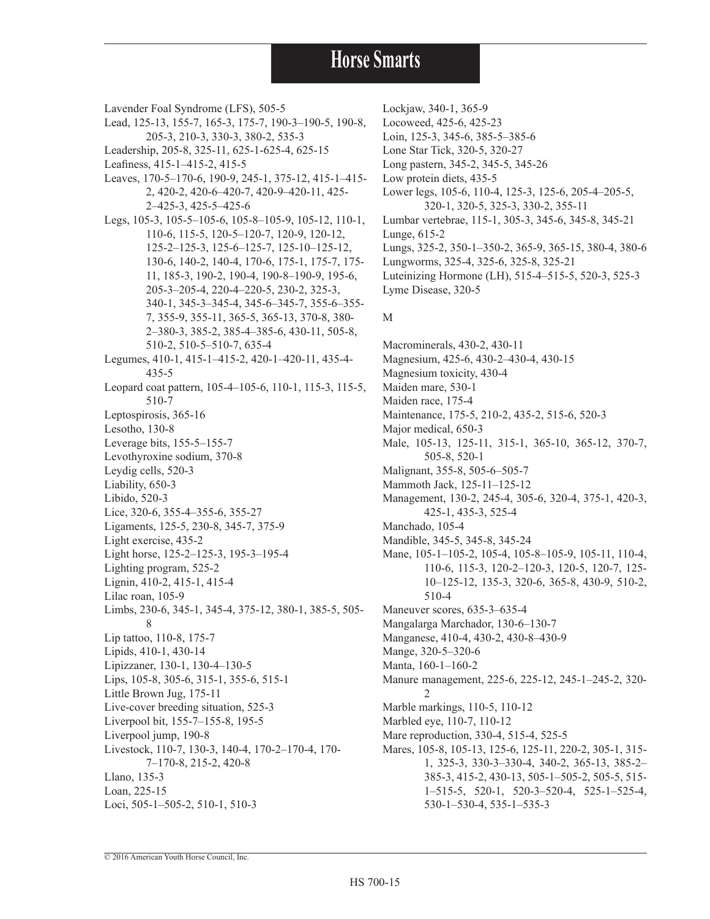Lavender Foal Syndrome (LFS), 505-5

Lead, 125-13, 155-7, 165-3, 175-7, 190-3–190-5, 190-8, 205-3, 210-3, 330-3, 380-2, 535-3

Leadership, 205-8, 325-11, 625-1-625-4, 625-15

Leafiness, 415-1–415-2, 415-5

Leaves, 170-5–170-6, 190-9, 245-1, 375-12, 415-1–415-2, 420-2, 420-6–420-7, 420-9–420-11, 425-2–425-3, 425-5–425-6

Legs, 105-3, 105-5–105-6, 105-8–105-9, 105-12, 110-1, 110-6, 115-5, 120-5–120-7, 120-9, 120-12, 125-2–125-3, 125-6–125-7, 125-10–125-12, 130-6, 140-2, 140-4, 170-6, 175-1, 175-7, 175-11, 185-3, 190-2, 190-4, 190-8–190-9, 195-6, 205-3–205-4, 220-4–220-5, 230-2, 325-3, 340-1, 345-3–345-4, 345-6–345-7, 355-6–355-7, 355-9, 355-11, 365-5, 365-13, 370-8, 380-2–380-3, 385-2, 385-4–385-6, 430-11, 505-8, 510-2, 510-5–510-7, 635-4

Legumes, 410-1, 415-1–415-2, 420-1–420-11, 435-4-435-5

Leopard coat pattern, 105-4–105-6, 110-1, 115-3, 115-5, 510-7

Leptospirosis, 365-16

Lesotho, 130-8

Leverage bits, 155-5–155-7

Levothyroxine sodium, 370-8

Leydig cells, 520-3

Liability, 650-3

Libido, 520-3

Lice, 320-6, 355-4–355-6, 355-27

Ligaments, 125-5, 230-8, 345-7, 375-9

Light exercise, 435-2

Light horse, 125-2–125-3, 195-3–195-4

Lighting program, 525-2

Lignin, 410-2, 415-1, 415-4

Lilac roan, 105-9

Limbs, 230-6, 345-1, 345-4, 375-12, 380-1, 385-5, 505-8

Lip tattoo, 110-8, 175-7

Lipids, 410-1, 430-14

Lipizzaner, 130-1, 130-4–130-5

Lips, 105-8, 305-6, 315-1, 355-6, 515-1

Little Brown Jug, 175-11

Live-cover breeding situation, 525-3

Liverpool bit, 155-7–155-8, 195-5

Liverpool jump, 190-8

Livestock, 110-7, 130-3, 140-4, 170-2–170-4, 170-7–170-8, 215-2, 420-8

Llano, 135-3

Loan, 225-15

Loci, 505-1–505-2, 510-1, 510-3

Lockjaw, 340-1, 365-9

Locoweed, 425-6, 425-23

Loin, 125-3, 345-6, 385-5–385-6

Lone Star Tick, 320-5, 320-27

Long pastern, 345-2, 345-5, 345-26

Low protein diets, 435-5

Lower legs, 105-6, 110-4, 125-3, 125-6, 205-4–205-5, 320-1, 320-5, 325-3, 330-2, 355-11

Lumbar vertebrae, 115-1, 305-3, 345-6, 345-8, 345-21

Lunge, 615-2

Lungs, 325-2, 350-1–350-2, 365-9, 365-15, 380-4, 380-6

Lungworms, 325-4, 325-6, 325-8, 325-21

Luteinizing Hormone (LH), 515-4–515-5, 520-3, 525-3

Lyme Disease, 320-5

M

Macrominerals, 430-2, 430-11

Magnesium, 425-6, 430-2–430-4, 430-15

Magnesium toxicity, 430-4

Maiden mare, 530-1

Maiden race, 175-4

Maintenance, 175-5, 210-2, 435-2, 515-6, 520-3

Major medical, 650-3

Male, 105-13, 125-11, 315-1, 365-10, 365-12, 370-7, 505-8, 520-1

Malignant, 355-8, 505-6–505-7

Mammoth Jack, 125-11–125-12

Management, 130-2, 245-4, 305-6, 320-4, 375-1, 420-3, 425-1, 435-3, 525-4

Manchado, 105-4

Mandible, 345-5, 345-8, 345-24

Mane, 105-1–105-2, 105-4, 105-8–105-9, 105-11, 110-4, 110-6, 115-3, 120-2–120-3, 120-5, 120-7, 125-10–125-12, 135-3, 320-6, 365-8, 430-9, 510-2, 510-4

Maneuver scores, 635-3–635-4

Mangalarga Marchador, 130-6–130-7

Manganese, 410-4, 430-2, 430-8–430-9

Mange, 320-5–320-6

Manta, 160-1–160-2

Manure management, 225-6, 225-12, 245-1–245-2, 320-2

Marble markings, 110-5, 110-12

Marbled eye, 110-7, 110-12

Mare reproduction, 330-4, 515-4, 525-5

Mares, 105-8, 105-13, 125-6, 125-11, 220-2, 305-1, 315-1, 325-3, 330-3–330-4, 340-2, 365-13, 385-2–385-3, 415-2, 430-13, 505-1–505-2, 505-5, 515-1–515-5, 520-1, 520-3–520-4, 525-1–525-4, 530-1–530-4, 535-1–535-3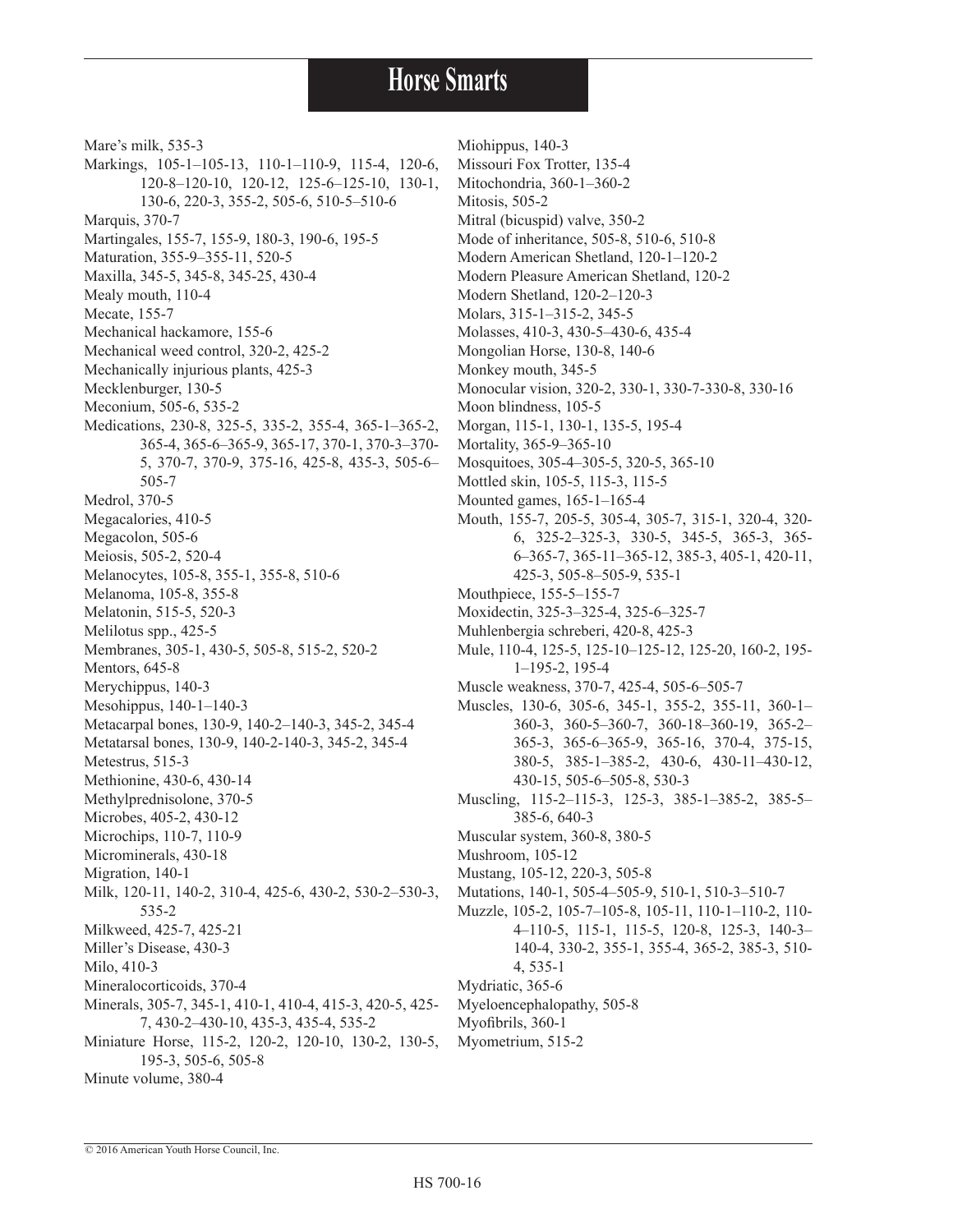Mare's milk, 535-3
Markings, 105-1–105-13, 110-1–110-9, 115-4, 120-6, 120-8–120-10, 120-12, 125-6–125-10, 130-1, 130-6, 220-3, 355-2, 505-6, 510-5–510-6
Marquis, 370-7
Martingales, 155-7, 155-9, 180-3, 190-6, 195-5
Maturation, 355-9–355-11, 520-5
Maxilla, 345-5, 345-8, 345-25, 430-4
Mealy mouth, 110-4
Mecate, 155-7
Mechanical hackamore, 155-6
Mechanical weed control, 320-2, 425-2
Mechanically injurious plants, 425-3
Mecklenburger, 130-5
Meconium, 505-6, 535-2
Medications, 230-8, 325-5, 335-2, 355-4, 365-1–365-2, 365-4, 365-6–365-9, 365-17, 370-1, 370-3–370-5, 370-7, 370-9, 375-16, 425-8, 435-3, 505-6–505-7
Medrol, 370-5
Megacalories, 410-5
Megacolon, 505-6
Meiosis, 505-2, 520-4
Melanocytes, 105-8, 355-1, 355-8, 510-6
Melanoma, 105-8, 355-8
Melatonin, 515-5, 520-3
Melilotus spp., 425-5
Membranes, 305-1, 430-5, 505-8, 515-2, 520-2
Mentors, 645-8
Merychippus, 140-3
Mesohippus, 140-1–140-3
Metacarpal bones, 130-9, 140-2–140-3, 345-2, 345-4
Metatarsal bones, 130-9, 140-2-140-3, 345-2, 345-4
Metestrus, 515-3
Methionine, 430-6, 430-14
Methylprednisolone, 370-5
Microbes, 405-2, 430-12
Microchips, 110-7, 110-9
Microminerals, 430-18
Migration, 140-1
Milk, 120-11, 140-2, 310-4, 425-6, 430-2, 530-2–530-3, 535-2
Milkweed, 425-7, 425-21
Miller's Disease, 430-3
Milo, 410-3
Mineralocorticoids, 370-4
Minerals, 305-7, 345-1, 410-1, 410-4, 415-3, 420-5, 425-7, 430-2–430-10, 435-3, 435-4, 535-2
Miniature Horse, 115-2, 120-2, 120-10, 130-2, 130-5, 195-3, 505-6, 505-8
Minute volume, 380-4
Miohippus, 140-3
Missouri Fox Trotter, 135-4
Mitochondria, 360-1–360-2
Mitosis, 505-2
Mitral (bicuspid) valve, 350-2
Mode of inheritance, 505-8, 510-6, 510-8
Modern American Shetland, 120-1–120-2
Modern Pleasure American Shetland, 120-2
Modern Shetland, 120-2–120-3
Molars, 315-1–315-2, 345-5
Molasses, 410-3, 430-5–430-6, 435-4
Mongolian Horse, 130-8, 140-6
Monkey mouth, 345-5
Monocular vision, 320-2, 330-1, 330-7-330-8, 330-16
Moon blindness, 105-5
Morgan, 115-1, 130-1, 135-5, 195-4
Mortality, 365-9–365-10
Mosquitoes, 305-4–305-5, 320-5, 365-10
Mottled skin, 105-5, 115-3, 115-5
Mounted games, 165-1–165-4
Mouth, 155-7, 205-5, 305-4, 305-7, 315-1, 320-4, 320-6, 325-2–325-3, 330-5, 345-5, 365-3, 365-6–365-7, 365-11–365-12, 385-3, 405-1, 420-11, 425-3, 505-8–505-9, 535-1
Mouthpiece, 155-5–155-7
Moxidectin, 325-3–325-4, 325-6–325-7
Muhlenbergia schreberi, 420-8, 425-3
Mule, 110-4, 125-5, 125-10–125-12, 125-20, 160-2, 195-1–195-2, 195-4
Muscle weakness, 370-7, 425-4, 505-6–505-7
Muscles, 130-6, 305-6, 345-1, 355-2, 355-11, 360-1–360-3, 360-5–360-7, 360-18–360-19, 365-2–365-3, 365-6–365-9, 365-16, 370-4, 375-15, 380-5, 385-1–385-2, 430-6, 430-11–430-12, 430-15, 505-6–505-8, 530-3
Muscling, 115-2–115-3, 125-3, 385-1–385-2, 385-5–385-6, 640-3
Muscular system, 360-8, 380-5
Mushroom, 105-12
Mustang, 105-12, 220-3, 505-8
Mutations, 140-1, 505-4–505-9, 510-1, 510-3–510-7
Muzzle, 105-2, 105-7–105-8, 105-11, 110-1–110-2, 110-4–110-5, 115-1, 115-5, 120-8, 125-3, 140-3–140-4, 330-2, 355-1, 355-4, 365-2, 385-3, 510-4, 535-1
Mydriatic, 365-6
Myeloencephalopathy, 505-8
Myofibrils, 360-1
Myometrium, 515-2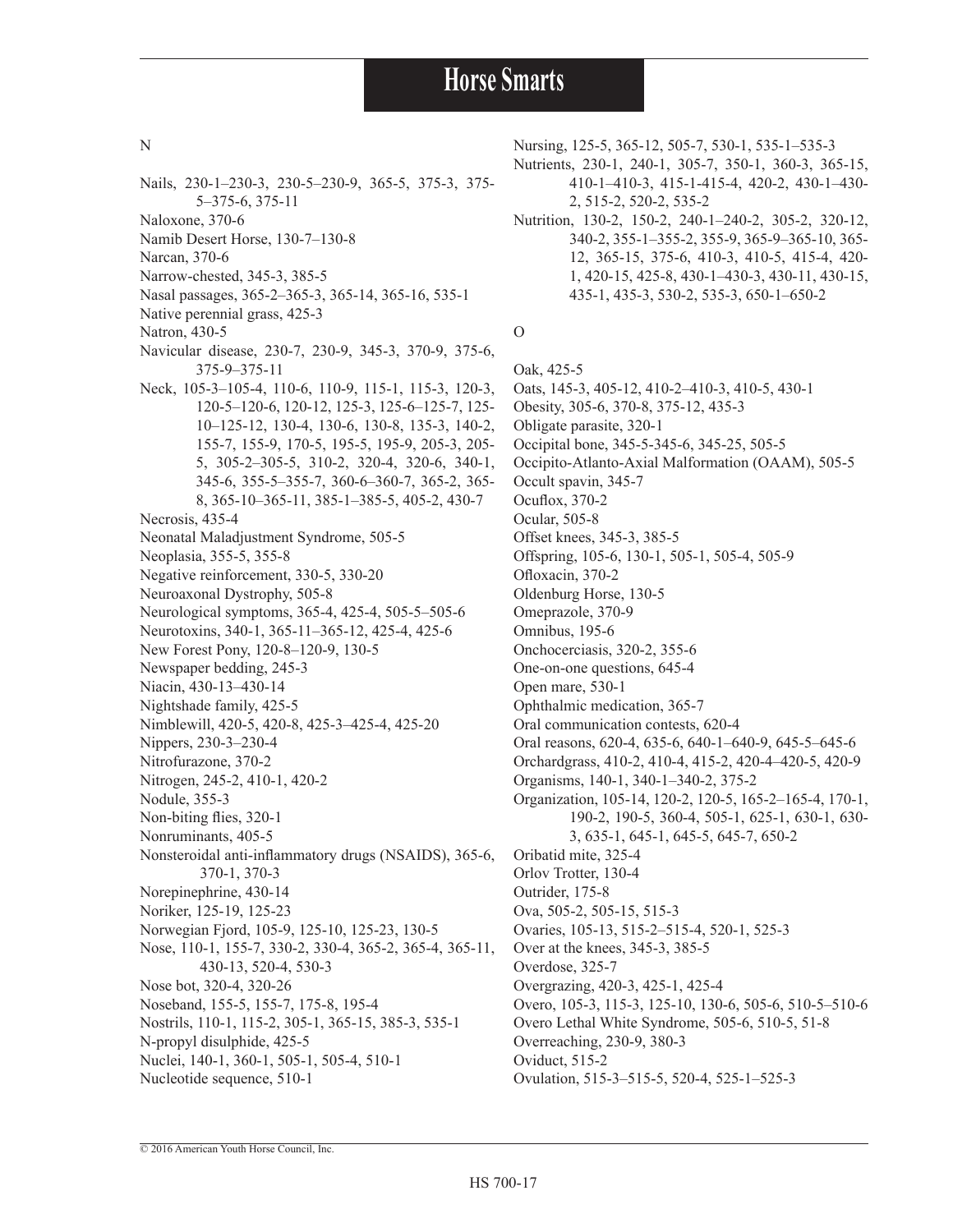N

Nails, 230-1–230-3, 230-5–230-9, 365-5, 375-3, 375-5–375-6, 375-11
Naloxone, 370-6
Namib Desert Horse, 130-7–130-8
Narcan, 370-6
Narrow-chested, 345-3, 385-5
Nasal passages, 365-2–365-3, 365-14, 365-16, 535-1
Native perennial grass, 425-3
Natron, 430-5
Navicular disease, 230-7, 230-9, 345-3, 370-9, 375-6, 375-9–375-11
Neck, 105-3–105-4, 110-6, 110-9, 115-1, 115-3, 120-3, 120-5–120-6, 120-12, 125-3, 125-6–125-7, 125-10–125-12, 130-4, 130-6, 130-8, 135-3, 140-2, 155-7, 155-9, 170-5, 195-5, 195-9, 205-3, 205-5, 305-2–305-5, 310-2, 320-4, 320-6, 340-1, 345-6, 355-5–355-7, 360-6–360-7, 365-2, 365-8, 365-10–365-11, 385-1–385-5, 405-2, 430-7
Necrosis, 435-4
Neonatal Maladjustment Syndrome, 505-5
Neoplasia, 355-5, 355-8
Negative reinforcement, 330-5, 330-20
Neuroaxonal Dystrophy, 505-8
Neurological symptoms, 365-4, 425-4, 505-5–505-6
Neurotoxins, 340-1, 365-11–365-12, 425-4, 425-6
New Forest Pony, 120-8–120-9, 130-5
Newspaper bedding, 245-3
Niacin, 430-13–430-14
Nightshade family, 425-5
Nimblewill, 420-5, 420-8, 425-3–425-4, 425-20
Nippers, 230-3–230-4
Nitrofurazone, 370-2
Nitrogen, 245-2, 410-1, 420-2
Nodule, 355-3
Non-biting flies, 320-1
Nonruminants, 405-5
Nonsteroidal anti-inflammatory drugs (NSAIDS), 365-6, 370-1, 370-3
Norepinephrine, 430-14
Noriker, 125-19, 125-23
Norwegian Fjord, 105-9, 125-10, 125-23, 130-5
Nose, 110-1, 155-7, 330-2, 330-4, 365-2, 365-4, 365-11, 430-13, 520-4, 530-3
Nose bot, 320-4, 320-26
Noseband, 155-5, 155-7, 175-8, 195-4
Nostrils, 110-1, 115-2, 305-1, 365-15, 385-3, 535-1
N-propyl disulphide, 425-5
Nuclei, 140-1, 360-1, 505-1, 505-4, 510-1
Nucleotide sequence, 510-1
Nursing, 125-5, 365-12, 505-7, 530-1, 535-1–535-3
Nutrients, 230-1, 240-1, 305-7, 350-1, 360-3, 365-15, 410-1–410-3, 415-1-415-4, 420-2, 430-1–430-2, 515-2, 520-2, 535-2
Nutrition, 130-2, 150-2, 240-1–240-2, 305-2, 320-12, 340-2, 355-1–355-2, 355-9, 365-9–365-10, 365-12, 365-15, 375-6, 410-3, 410-5, 415-4, 420-1, 420-15, 425-8, 430-1–430-3, 430-11, 430-15, 435-1, 435-3, 530-2, 535-3, 650-1–650-2

O

Oak, 425-5
Oats, 145-3, 405-12, 410-2–410-3, 410-5, 430-1
Obesity, 305-6, 370-8, 375-12, 435-3
Obligate parasite, 320-1
Occipital bone, 345-5-345-6, 345-25, 505-5
Occipito-Atlanto-Axial Malformation (OAAM), 505-5
Occult spavin, 345-7
Ocuflox, 370-2
Ocular, 505-8
Offset knees, 345-3, 385-5
Offspring, 105-6, 130-1, 505-1, 505-4, 505-9
Ofloxacin, 370-2
Oldenburg Horse, 130-5
Omeprazole, 370-9
Omnibus, 195-6
Onchocerciasis, 320-2, 355-6
One-on-one questions, 645-4
Open mare, 530-1
Ophthalmic medication, 365-7
Oral communication contests, 620-4
Oral reasons, 620-4, 635-6, 640-1–640-9, 645-5–645-6
Orchardgrass, 410-2, 410-4, 415-2, 420-4–420-5, 420-9
Organisms, 140-1, 340-1–340-2, 375-2
Organization, 105-14, 120-2, 120-5, 165-2–165-4, 170-1, 190-2, 190-5, 360-4, 505-1, 625-1, 630-1, 630-3, 635-1, 645-1, 645-5, 645-7, 650-2
Oribatid mite, 325-4
Orlov Trotter, 130-4
Outrider, 175-8
Ova, 505-2, 505-15, 515-3
Ovaries, 105-13, 515-2–515-4, 520-1, 525-3
Over at the knees, 345-3, 385-5
Overdose, 325-7
Overgrazing, 420-3, 425-1, 425-4
Overo, 105-3, 115-3, 125-10, 130-6, 505-6, 510-5–510-6
Overo Lethal White Syndrome, 505-6, 510-5, 51-8
Overreaching, 230-9, 380-3
Oviduct, 515-2
Ovulation, 515-3–515-5, 520-4, 525-1–525-3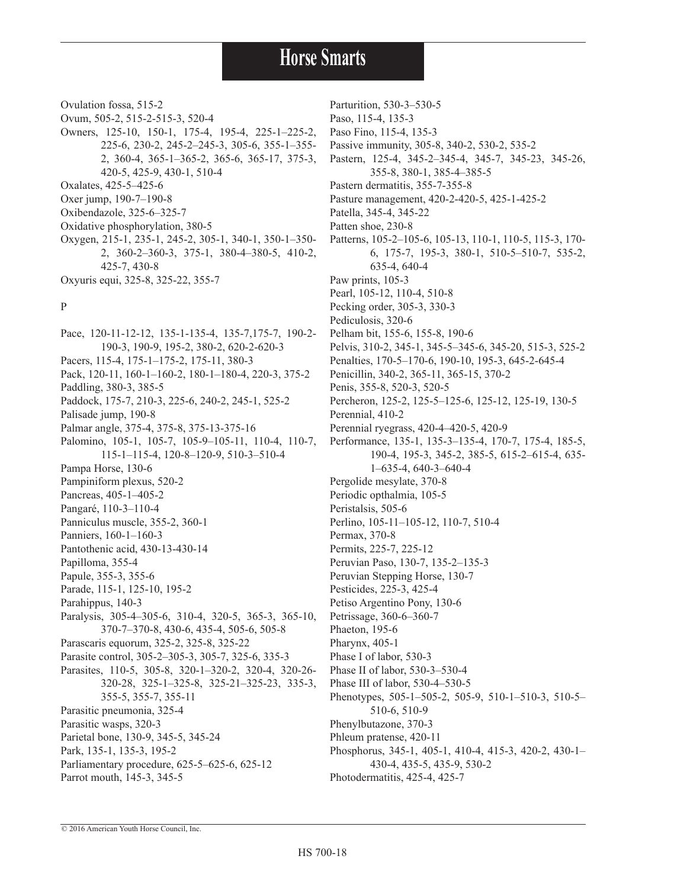Ovulation fossa, 515-2

Ovum, 505-2, 515-2-515-3, 520-4

Owners, 125-10, 150-1, 175-4, 195-4, 225-1–225-2, 225-6, 230-2, 245-2–245-3, 305-6, 355-1–355-2, 360-4, 365-1–365-2, 365-6, 365-17, 375-3, 420-5, 425-9, 430-1, 510-4

Oxalates, 425-5–425-6

Oxer jump, 190-7–190-8

Oxibendazole, 325-6–325-7

Oxidative phosphorylation, 380-5

Oxygen, 215-1, 235-1, 245-2, 305-1, 340-1, 350-1–350-2, 360-2–360-3, 375-1, 380-4–380-5, 410-2, 425-7, 430-8

Oxyuris equi, 325-8, 325-22, 355-7

P

Pace, 120-11-12-12, 135-1-135-4, 135-7,175-7, 190-2-190-3, 190-9, 195-2, 380-2, 620-2-620-3

Pacers, 115-4, 175-1–175-2, 175-11, 380-3

Pack, 120-11, 160-1–160-2, 180-1–180-4, 220-3, 375-2

Paddling, 380-3, 385-5

Paddock, 175-7, 210-3, 225-6, 240-2, 245-1, 525-2

Palisade jump, 190-8

Palmar angle, 375-4, 375-8, 375-13-375-16

Palomino, 105-1, 105-7, 105-9–105-11, 110-4, 110-7, 115-1–115-4, 120-8–120-9, 510-3–510-4

Pampa Horse, 130-6

Pampiniform plexus, 520-2

Pancreas, 405-1–405-2

Pangaré, 110-3–110-4

Panniculus muscle, 355-2, 360-1

Panniers, 160-1–160-3

Pantothenic acid, 430-13-430-14

Papilloma, 355-4

Papule, 355-3, 355-6

Parade, 115-1, 125-10, 195-2

Parahippus, 140-3

Paralysis, 305-4–305-6, 310-4, 320-5, 365-3, 365-10, 370-7–370-8, 430-6, 435-4, 505-6, 505-8

Parascaris equorum, 325-2, 325-8, 325-22

Parasite control, 305-2–305-3, 305-7, 325-6, 335-3

Parasites, 110-5, 305-8, 320-1–320-2, 320-4, 320-26-320-28, 325-1–325-8, 325-21–325-23, 335-3, 355-5, 355-7, 355-11

Parasitic pneumonia, 325-4

Parasitic wasps, 320-3

Parietal bone, 130-9, 345-5, 345-24

Park, 135-1, 135-3, 195-2

Parliamentary procedure, 625-5–625-6, 625-12

Parrot mouth, 145-3, 345-5

Parturition, 530-3–530-5

Paso, 115-4, 135-3

Paso Fino, 115-4, 135-3

Passive immunity, 305-8, 340-2, 530-2, 535-2

Pastern, 125-4, 345-2–345-4, 345-7, 345-23, 345-26, 355-8, 380-1, 385-4–385-5

Pastern dermatitis, 355-7-355-8

Pasture management, 420-2-420-5, 425-1-425-2

Patella, 345-4, 345-22

Patten shoe, 230-8

Patterns, 105-2–105-6, 105-13, 110-1, 110-5, 115-3, 170-6, 175-7, 195-3, 380-1, 510-5–510-7, 535-2, 635-4, 640-4

Paw prints, 105-3

Pearl, 105-12, 110-4, 510-8

Pecking order, 305-3, 330-3

Pediculosis, 320-6

Pelham bit, 155-6, 155-8, 190-6

Pelvis, 310-2, 345-1, 345-5–345-6, 345-20, 515-3, 525-2

Penalties, 170-5–170-6, 190-10, 195-3, 645-2-645-4

Penicillin, 340-2, 365-11, 365-15, 370-2

Penis, 355-8, 520-3, 520-5

Percheron, 125-2, 125-5–125-6, 125-12, 125-19, 130-5

Perennial, 410-2

Perennial ryegrass, 420-4–420-5, 420-9

Performance, 135-1, 135-3–135-4, 170-7, 175-4, 185-5, 190-4, 195-3, 345-2, 385-5, 615-2–615-4, 635-1–635-4, 640-3–640-4

Pergolide mesylate, 370-8

Periodic opthalmia, 105-5

Peristalsis, 505-6

Perlino, 105-11–105-12, 110-7, 510-4

Permax, 370-8

Permits, 225-7, 225-12

Peruvian Paso, 130-7, 135-2–135-3

Peruvian Stepping Horse, 130-7

Pesticides, 225-3, 425-4

Petiso Argentino Pony, 130-6

Petrissage, 360-6–360-7

Phaeton, 195-6

Pharynx, 405-1

Phase I of labor, 530-3

Phase II of labor, 530-3–530-4

Phase III of labor, 530-4–530-5

Phenotypes, 505-1–505-2, 505-9, 510-1–510-3, 510-5–510-6, 510-9

Phenylbutazone, 370-3

Phleum pratense, 420-11

Phosphorus, 345-1, 405-1, 410-4, 415-3, 420-2, 430-1–430-4, 435-5, 435-9, 530-2

Photodermatitis, 425-4, 425-7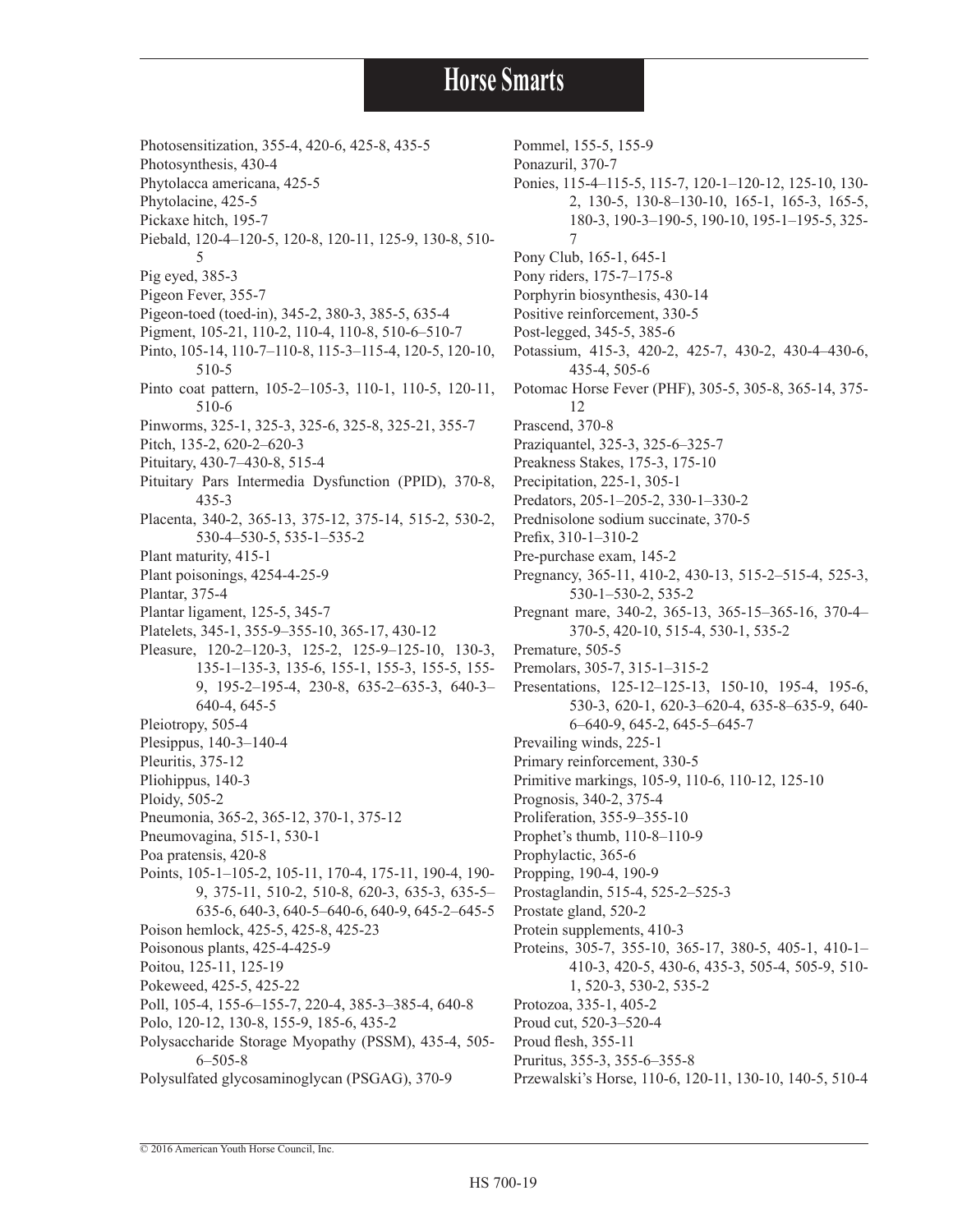Photosensitization, 355-4, 420-6, 425-8, 435-5
Photosynthesis, 430-4
Phytolacca americana, 425-5
Phytolacine, 425-5
Pickaxe hitch, 195-7
Piebald, 120-4–120-5, 120-8, 120-11, 125-9, 130-8, 510-5
Pig eyed, 385-3
Pigeon Fever, 355-7
Pigeon-toed (toed-in), 345-2, 380-3, 385-5, 635-4
Pigment, 105-21, 110-2, 110-4, 110-8, 510-6–510-7
Pinto, 105-14, 110-7–110-8, 115-3–115-4, 120-5, 120-10, 510-5
Pinto coat pattern, 105-2–105-3, 110-1, 110-5, 120-11, 510-6
Pinworms, 325-1, 325-3, 325-6, 325-8, 325-21, 355-7
Pitch, 135-2, 620-2–620-3
Pituitary, 430-7–430-8, 515-4
Pituitary Pars Intermedia Dysfunction (PPID), 370-8, 435-3
Placenta, 340-2, 365-13, 375-12, 375-14, 515-2, 530-2, 530-4–530-5, 535-1–535-2
Plant maturity, 415-1
Plant poisonings, 4254-4-25-9
Plantar, 375-4
Plantar ligament, 125-5, 345-7
Platelets, 345-1, 355-9–355-10, 365-17, 430-12
Pleasure, 120-2–120-3, 125-2, 125-9–125-10, 130-3, 135-1–135-3, 135-6, 155-1, 155-3, 155-5, 155-9, 195-2–195-4, 230-8, 635-2–635-3, 640-3–640-4, 645-5
Pleiotropy, 505-4
Plesippus, 140-3–140-4
Pleuritis, 375-12
Pliohippus, 140-3
Ploidy, 505-2
Pneumonia, 365-2, 365-12, 370-1, 375-12
Pneumovagina, 515-1, 530-1
Poa pratensis, 420-8
Points, 105-1–105-2, 105-11, 170-4, 175-11, 190-4, 190-9, 375-11, 510-2, 510-8, 620-3, 635-3, 635-5–635-6, 640-3, 640-5–640-6, 640-9, 645-2–645-5
Poison hemlock, 425-5, 425-8, 425-23
Poisonous plants, 425-4-425-9
Poitou, 125-11, 125-19
Pokeweed, 425-5, 425-22
Poll, 105-4, 155-6–155-7, 220-4, 385-3–385-4, 640-8
Polo, 120-12, 130-8, 155-9, 185-6, 435-2
Polysaccharide Storage Myopathy (PSSM), 435-4, 505-6–505-8
Polysulfated glycosaminoglycan (PSGAG), 370-9
Pommel, 155-5, 155-9
Ponazuril, 370-7
Ponies, 115-4–115-5, 115-7, 120-1–120-12, 125-10, 130-2, 130-5, 130-8–130-10, 165-1, 165-3, 165-5, 180-3, 190-3–190-5, 190-10, 195-1–195-5, 325-7
Pony Club, 165-1, 645-1
Pony riders, 175-7–175-8
Porphyrin biosynthesis, 430-14
Positive reinforcement, 330-5
Post-legged, 345-5, 385-6
Potassium, 415-3, 420-2, 425-7, 430-2, 430-4–430-6, 435-4, 505-6
Potomac Horse Fever (PHF), 305-5, 305-8, 365-14, 375-12
Prascend, 370-8
Praziquantel, 325-3, 325-6–325-7
Preakness Stakes, 175-3, 175-10
Precipitation, 225-1, 305-1
Predators, 205-1–205-2, 330-1–330-2
Prednisolone sodium succinate, 370-5
Prefix, 310-1–310-2
Pre-purchase exam, 145-2
Pregnancy, 365-11, 410-2, 430-13, 515-2–515-4, 525-3, 530-1–530-2, 535-2
Pregnant mare, 340-2, 365-13, 365-15–365-16, 370-4–370-5, 420-10, 515-4, 530-1, 535-2
Premature, 505-5
Premolars, 305-7, 315-1–315-2
Presentations, 125-12–125-13, 150-10, 195-4, 195-6, 530-3, 620-1, 620-3–620-4, 635-8–635-9, 640-6–640-9, 645-2, 645-5–645-7
Prevailing winds, 225-1
Primary reinforcement, 330-5
Primitive markings, 105-9, 110-6, 110-12, 125-10
Prognosis, 340-2, 375-4
Proliferation, 355-9–355-10
Prophet's thumb, 110-8–110-9
Prophylactic, 365-6
Propping, 190-4, 190-9
Prostaglandin, 515-4, 525-2–525-3
Prostate gland, 520-2
Protein supplements, 410-3
Proteins, 305-7, 355-10, 365-17, 380-5, 405-1, 410-1–410-3, 420-5, 430-6, 435-3, 505-4, 505-9, 510-1, 520-3, 530-2, 535-2
Protozoa, 335-1, 405-2
Proud cut, 520-3–520-4
Proud flesh, 355-11
Pruritus, 355-3, 355-6–355-8
Przewalski's Horse, 110-6, 120-11, 130-10, 140-5, 510-4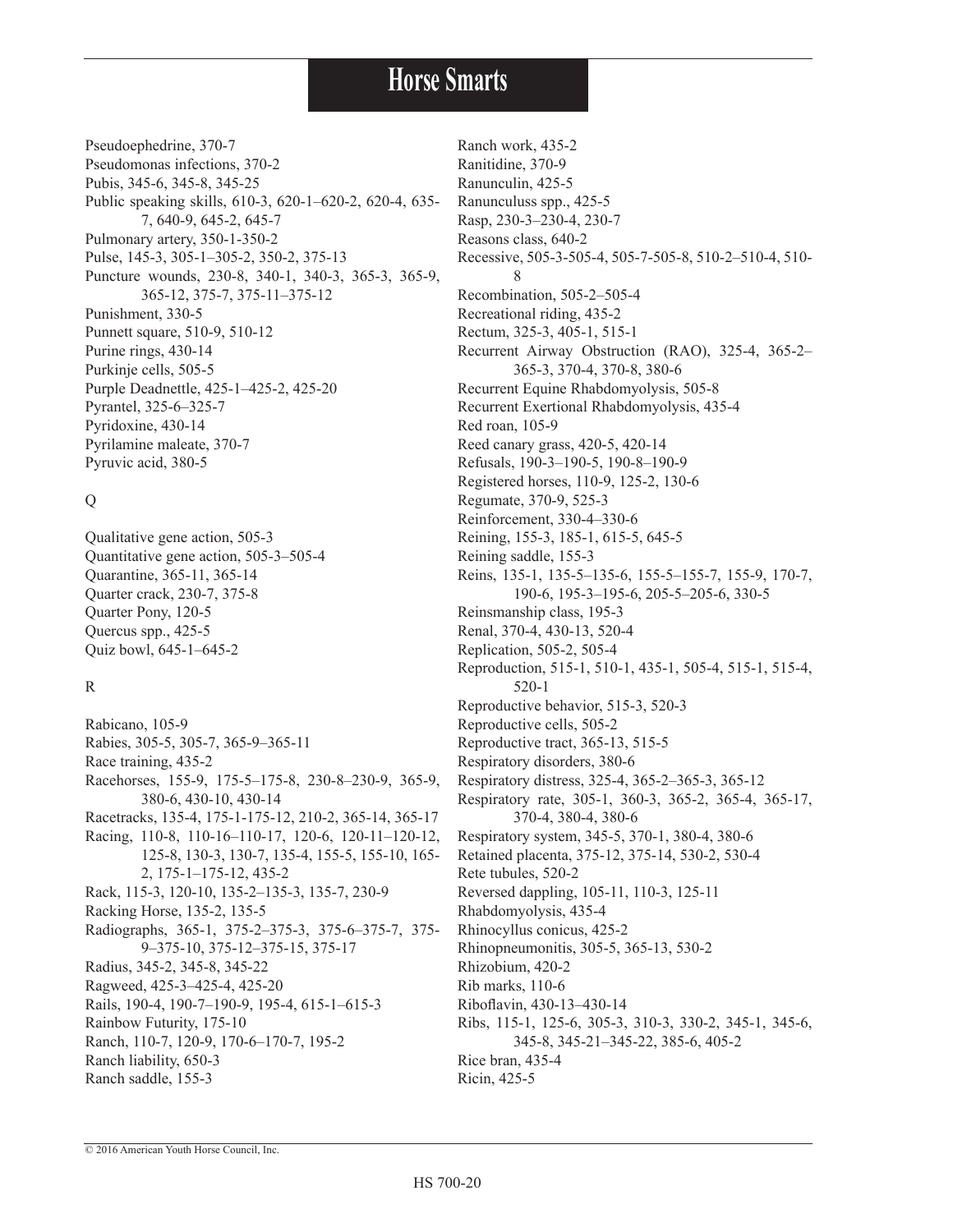Pseudoephedrine, 370-7
Pseudomonas infections, 370-2
Pubis, 345-6, 345-8, 345-25
Public speaking skills, 610-3, 620-1–620-2, 620-4, 635-7, 640-9, 645-2, 645-7
Pulmonary artery, 350-1-350-2
Pulse, 145-3, 305-1–305-2, 350-2, 375-13
Puncture wounds, 230-8, 340-1, 340-3, 365-3, 365-9, 365-12, 375-7, 375-11–375-12
Punishment, 330-5
Punnett square, 510-9, 510-12
Purine rings, 430-14
Purkinje cells, 505-5
Purple Deadnettle, 425-1–425-2, 425-20
Pyrantel, 325-6–325-7
Pyridoxine, 430-14
Pyrilamine maleate, 370-7
Pyruvic acid, 380-5

Q

Qualitative gene action, 505-3
Quantitative gene action, 505-3–505-4
Quarantine, 365-11, 365-14
Quarter crack, 230-7, 375-8
Quarter Pony, 120-5
Quercus spp., 425-5
Quiz bowl, 645-1–645-2

R

Rabicano, 105-9
Rabies, 305-5, 305-7, 365-9–365-11
Race training, 435-2
Racehorses, 155-9, 175-5–175-8, 230-8–230-9, 365-9, 380-6, 430-10, 430-14
Racetracks, 135-4, 175-1-175-12, 210-2, 365-14, 365-17
Racing, 110-8, 110-16–110-17, 120-6, 120-11–120-12, 125-8, 130-3, 130-7, 135-4, 155-5, 155-10, 165-2, 175-1–175-12, 435-2
Rack, 115-3, 120-10, 135-2–135-3, 135-7, 230-9
Racking Horse, 135-2, 135-5
Radiographs, 365-1, 375-2–375-3, 375-6–375-7, 375-9–375-10, 375-12–375-15, 375-17
Radius, 345-2, 345-8, 345-22
Ragweed, 425-3–425-4, 425-20
Rails, 190-4, 190-7–190-9, 195-4, 615-1–615-3
Rainbow Futurity, 175-10
Ranch, 110-7, 120-9, 170-6–170-7, 195-2
Ranch liability, 650-3
Ranch saddle, 155-3
Ranch work, 435-2
Ranitidine, 370-9
Ranunculin, 425-5
Ranunculuss spp., 425-5
Rasp, 230-3–230-4, 230-7
Reasons class, 640-2
Recessive, 505-3-505-4, 505-7-505-8, 510-2–510-4, 510-8
Recombination, 505-2–505-4
Recreational riding, 435-2
Rectum, 325-3, 405-1, 515-1
Recurrent Airway Obstruction (RAO), 325-4, 365-2–365-3, 370-4, 370-8, 380-6
Recurrent Equine Rhabdomyolysis, 505-8
Recurrent Exertional Rhabdomyolysis, 435-4
Red roan, 105-9
Reed canary grass, 420-5, 420-14
Refusals, 190-3–190-5, 190-8–190-9
Registered horses, 110-9, 125-2, 130-6
Regumate, 370-9, 525-3
Reinforcement, 330-4–330-6
Reining, 155-3, 185-1, 615-5, 645-5
Reining saddle, 155-3
Reins, 135-1, 135-5–135-6, 155-5–155-7, 155-9, 170-7, 190-6, 195-3–195-6, 205-5–205-6, 330-5
Reinsmanship class, 195-3
Renal, 370-4, 430-13, 520-4
Replication, 505-2, 505-4
Reproduction, 515-1, 510-1, 435-1, 505-4, 515-1, 515-4, 520-1
Reproductive behavior, 515-3, 520-3
Reproductive cells, 505-2
Reproductive tract, 365-13, 515-5
Respiratory disorders, 380-6
Respiratory distress, 325-4, 365-2–365-3, 365-12
Respiratory rate, 305-1, 360-3, 365-2, 365-4, 365-17, 370-4, 380-4, 380-6
Respiratory system, 345-5, 370-1, 380-4, 380-6
Retained placenta, 375-12, 375-14, 530-2, 530-4
Rete tubules, 520-2
Reversed dappling, 105-11, 110-3, 125-11
Rhabdomyolysis, 435-4
Rhinocyllus conicus, 425-2
Rhinopneumonitis, 305-5, 365-13, 530-2
Rhizobium, 420-2
Rib marks, 110-6
Riboflavin, 430-13–430-14
Ribs, 115-1, 125-6, 305-3, 310-3, 330-2, 345-1, 345-6, 345-8, 345-21–345-22, 385-6, 405-2
Rice bran, 435-4
Ricin, 425-5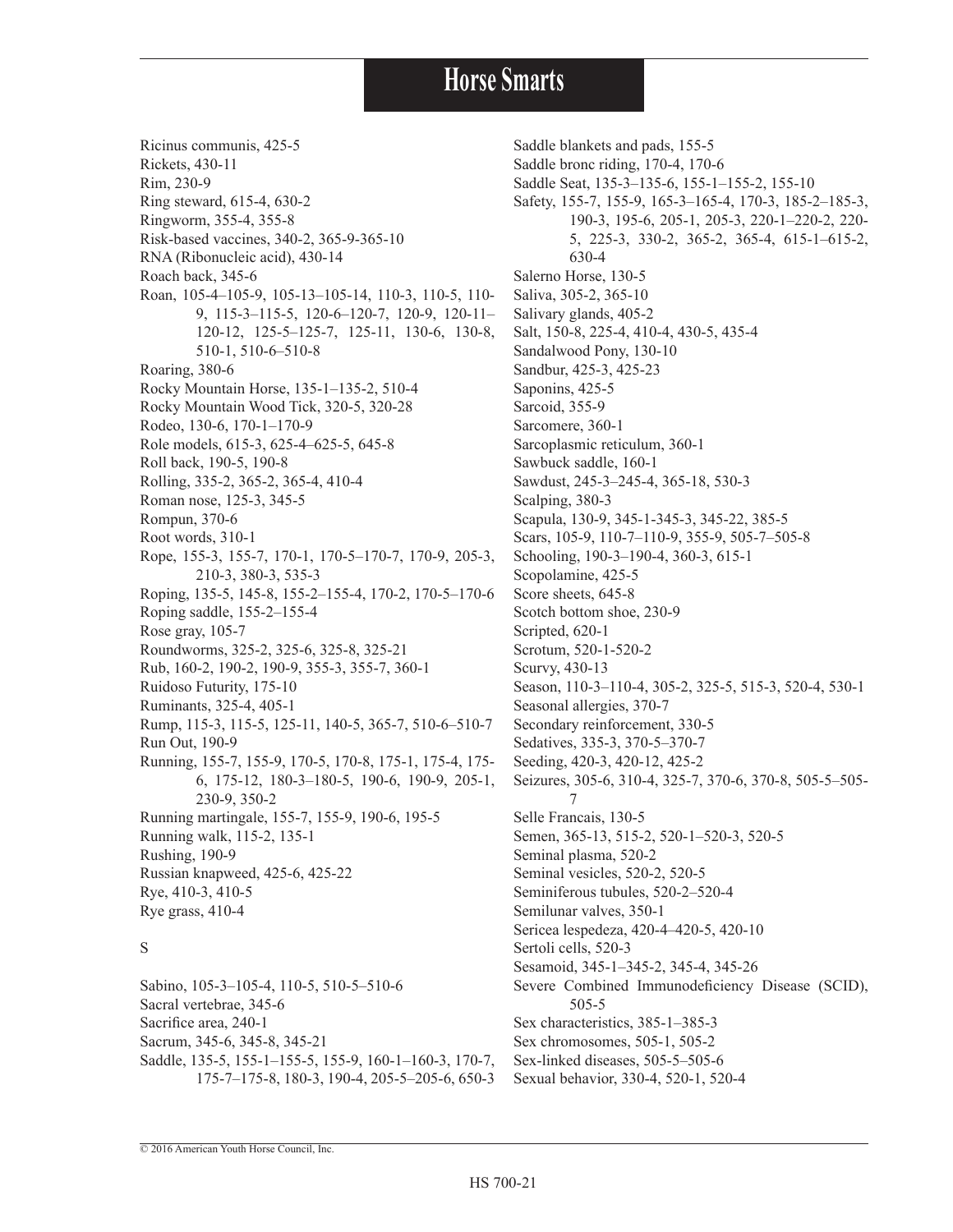Ricinus communis, 425-5
Rickets, 430-11
Rim, 230-9
Ring steward, 615-4, 630-2
Ringworm, 355-4, 355-8
Risk-based vaccines, 340-2, 365-9-365-10
RNA (Ribonucleic acid), 430-14
Roach back, 345-6
Roan, 105-4–105-9, 105-13–105-14, 110-3, 110-5, 110-9, 115-3–115-5, 120-6–120-7, 120-9, 120-11–120-12, 125-5–125-7, 125-11, 130-6, 130-8, 510-1, 510-6–510-8
Roaring, 380-6
Rocky Mountain Horse, 135-1–135-2, 510-4
Rocky Mountain Wood Tick, 320-5, 320-28
Rodeo, 130-6, 170-1–170-9
Role models, 615-3, 625-4–625-5, 645-8
Roll back, 190-5, 190-8
Rolling, 335-2, 365-2, 365-4, 410-4
Roman nose, 125-3, 345-5
Rompun, 370-6
Root words, 310-1
Rope, 155-3, 155-7, 170-1, 170-5–170-7, 170-9, 205-3, 210-3, 380-3, 535-3
Roping, 135-5, 145-8, 155-2–155-4, 170-2, 170-5–170-6
Roping saddle, 155-2–155-4
Rose gray, 105-7
Roundworms, 325-2, 325-6, 325-8, 325-21
Rub, 160-2, 190-2, 190-9, 355-3, 355-7, 360-1
Ruidoso Futurity, 175-10
Ruminants, 325-4, 405-1
Rump, 115-3, 115-5, 125-11, 140-5, 365-7, 510-6–510-7
Run Out, 190-9
Running, 155-7, 155-9, 170-5, 170-8, 175-1, 175-4, 175-6, 175-12, 180-3–180-5, 190-6, 190-9, 205-1, 230-9, 350-2
Running martingale, 155-7, 155-9, 190-6, 195-5
Running walk, 115-2, 135-1
Rushing, 190-9
Russian knapweed, 425-6, 425-22
Rye, 410-3, 410-5
Rye grass, 410-4

S

Sabino, 105-3–105-4, 110-5, 510-5–510-6
Sacral vertebrae, 345-6
Sacrifice area, 240-1
Sacrum, 345-6, 345-8, 345-21
Saddle, 135-5, 155-1–155-5, 155-9, 160-1–160-3, 170-7, 175-7–175-8, 180-3, 190-4, 205-5–205-6, 650-3
Saddle blankets and pads, 155-5
Saddle bronc riding, 170-4, 170-6
Saddle Seat, 135-3–135-6, 155-1–155-2, 155-10
Safety, 155-7, 155-9, 165-3–165-4, 170-3, 185-2–185-3, 190-3, 195-6, 205-1, 205-3, 220-1–220-2, 220-5, 225-3, 330-2, 365-2, 365-4, 615-1–615-2, 630-4
Salerno Horse, 130-5
Saliva, 305-2, 365-10
Salivary glands, 405-2
Salt, 150-8, 225-4, 410-4, 430-5, 435-4
Sandalwood Pony, 130-10
Sandbur, 425-3, 425-23
Saponins, 425-5
Sarcoid, 355-9
Sarcomere, 360-1
Sarcoplasmic reticulum, 360-1
Sawbuck saddle, 160-1
Sawdust, 245-3–245-4, 365-18, 530-3
Scalping, 380-3
Scapula, 130-9, 345-1-345-3, 345-22, 385-5
Scars, 105-9, 110-7–110-9, 355-9, 505-7–505-8
Schooling, 190-3–190-4, 360-3, 615-1
Scopolamine, 425-5
Score sheets, 645-8
Scotch bottom shoe, 230-9
Scripted, 620-1
Scrotum, 520-1-520-2
Scurvy, 430-13
Season, 110-3–110-4, 305-2, 325-5, 515-3, 520-4, 530-1
Seasonal allergies, 370-7
Secondary reinforcement, 330-5
Sedatives, 335-3, 370-5–370-7
Seeding, 420-3, 420-12, 425-2
Seizures, 305-6, 310-4, 325-7, 370-6, 370-8, 505-5–505-7
Selle Francais, 130-5
Semen, 365-13, 515-2, 520-1–520-3, 520-5
Seminal plasma, 520-2
Seminal vesicles, 520-2, 520-5
Seminiferous tubules, 520-2–520-4
Semilunar valves, 350-1
Sericea lespedeza, 420-4–420-5, 420-10
Sertoli cells, 520-3
Sesamoid, 345-1–345-2, 345-4, 345-26
Severe Combined Immunodeficiency Disease (SCID), 505-5
Sex characteristics, 385-1–385-3
Sex chromosomes, 505-1, 505-2
Sex-linked diseases, 505-5–505-6
Sexual behavior, 330-4, 520-1, 520-4

© 2016 American Youth Horse Council, Inc.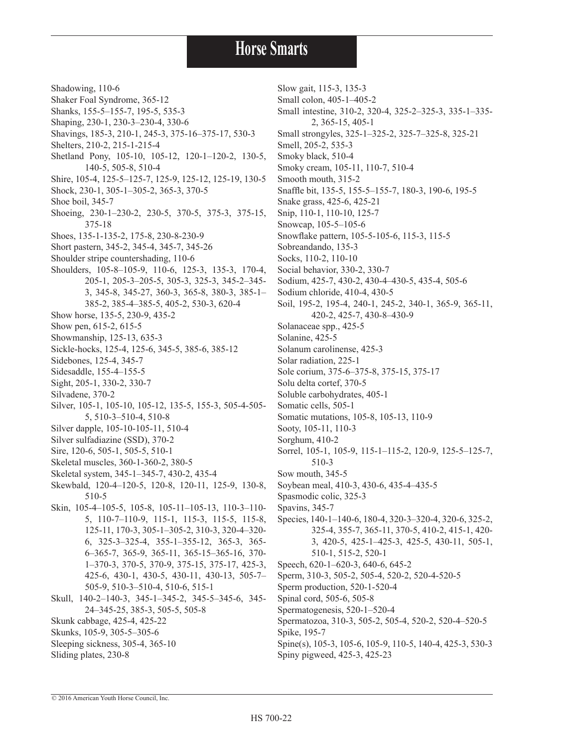Shadowing, 110-6
Shaker Foal Syndrome, 365-12
Shanks, 155-5–155-7, 195-5, 535-3
Shaping, 230-1, 230-3–230-4, 330-6
Shavings, 185-3, 210-1, 245-3, 375-16–375-17, 530-3
Shelters, 210-2, 215-1-215-4
Shetland Pony, 105-10, 105-12, 120-1–120-2, 130-5, 140-5, 505-8, 510-4
Shire, 105-4, 125-5–125-7, 125-9, 125-12, 125-19, 130-5
Shock, 230-1, 305-1–305-2, 365-3, 370-5
Shoe boil, 345-7
Shoeing, 230-1–230-2, 230-5, 370-5, 375-3, 375-15, 375-18
Shoes, 135-1-135-2, 175-8, 230-8-230-9
Short pastern, 345-2, 345-4, 345-7, 345-26
Shoulder stripe countershading, 110-6
Shoulders, 105-8–105-9, 110-6, 125-3, 135-3, 170-4, 205-1, 205-3–205-5, 305-3, 325-3, 345-2–345-3, 345-8, 345-27, 360-3, 365-8, 380-3, 385-1–385-2, 385-4–385-5, 405-2, 530-3, 620-4
Show horse, 135-5, 230-9, 435-2
Show pen, 615-2, 615-5
Showmanship, 125-13, 635-3
Sickle-hocks, 125-4, 125-6, 345-5, 385-6, 385-12
Sidebones, 125-4, 345-7
Sidesaddle, 155-4–155-5
Sight, 205-1, 330-2, 330-7
Silvadene, 370-2
Silver, 105-1, 105-10, 105-12, 135-5, 155-3, 505-4-505-5, 510-3–510-4, 510-8
Silver dapple, 105-10-105-11, 510-4
Silver sulfadiazine (SSD), 370-2
Sire, 120-6, 505-1, 505-5, 510-1
Skeletal muscles, 360-1-360-2, 380-5
Skeletal system, 345-1–345-7, 430-2, 435-4
Skewbald, 120-4–120-5, 120-8, 120-11, 125-9, 130-8, 510-5
Skin, 105-4–105-5, 105-8, 105-11–105-13, 110-3–110-5, 110-7–110-9, 115-1, 115-3, 115-5, 115-8, 125-11, 170-3, 305-1–305-2, 310-3, 320-4–320-6, 325-3–325-4, 355-1–355-12, 365-3, 365-6–365-7, 365-9, 365-11, 365-15–365-16, 370-1–370-3, 370-5, 370-9, 375-15, 375-17, 425-3, 425-6, 430-1, 430-5, 430-11, 430-13, 505-7–505-9, 510-3–510-4, 510-6, 515-1
Skull, 140-2–140-3, 345-1–345-2, 345-5–345-6, 345-24–345-25, 385-3, 505-5, 505-8
Skunk cabbage, 425-4, 425-22
Skunks, 105-9, 305-5–305-6
Sleeping sickness, 305-4, 365-10
Sliding plates, 230-8
Slow gait, 115-3, 135-3
Small colon, 405-1–405-2
Small intestine, 310-2, 320-4, 325-2–325-3, 335-1–335-2, 365-15, 405-1
Small strongyles, 325-1–325-2, 325-7–325-8, 325-21
Smell, 205-2, 535-3
Smoky black, 510-4
Smoky cream, 105-11, 110-7, 510-4
Smooth mouth, 315-2
Snaffle bit, 135-5, 155-5–155-7, 180-3, 190-6, 195-5
Snake grass, 425-6, 425-21
Snip, 110-1, 110-10, 125-7
Snowcap, 105-5–105-6
Snowflake pattern, 105-5-105-6, 115-3, 115-5
Sobreandando, 135-3
Socks, 110-2, 110-10
Social behavior, 330-2, 330-7
Sodium, 425-7, 430-2, 430-4–430-5, 435-4, 505-6
Sodium chloride, 410-4, 430-5
Soil, 195-2, 195-4, 240-1, 245-2, 340-1, 365-9, 365-11, 420-2, 425-7, 430-8–430-9
Solanaceae spp., 425-5
Solanine, 425-5
Solanum carolinense, 425-3
Solar radiation, 225-1
Sole corium, 375-6–375-8, 375-15, 375-17
Solu delta cortef, 370-5
Soluble carbohydrates, 405-1
Somatic cells, 505-1
Somatic mutations, 105-8, 105-13, 110-9
Sooty, 105-11, 110-3
Sorghum, 410-2
Sorrel, 105-1, 105-9, 115-1–115-2, 120-9, 125-5–125-7, 510-3
Sow mouth, 345-5
Soybean meal, 410-3, 430-6, 435-4–435-5
Spasmodic colic, 325-3
Spavins, 345-7
Species, 140-1–140-6, 180-4, 320-3–320-4, 320-6, 325-2, 325-4, 355-7, 365-11, 370-5, 410-2, 415-1, 420-3, 420-5, 425-1–425-3, 425-5, 430-11, 505-1, 510-1, 515-2, 520-1
Speech, 620-1–620-3, 640-6, 645-2
Sperm, 310-3, 505-2, 505-4, 520-2, 520-4-520-5
Sperm production, 520-1-520-4
Spinal cord, 505-6, 505-8
Spermatogenesis, 520-1–520-4
Spermatozoa, 310-3, 505-2, 505-4, 520-2, 520-4–520-5
Spike, 195-7
Spine(s), 105-3, 105-6, 105-9, 110-5, 140-4, 425-3, 530-3
Spiny pigweed, 425-3, 425-23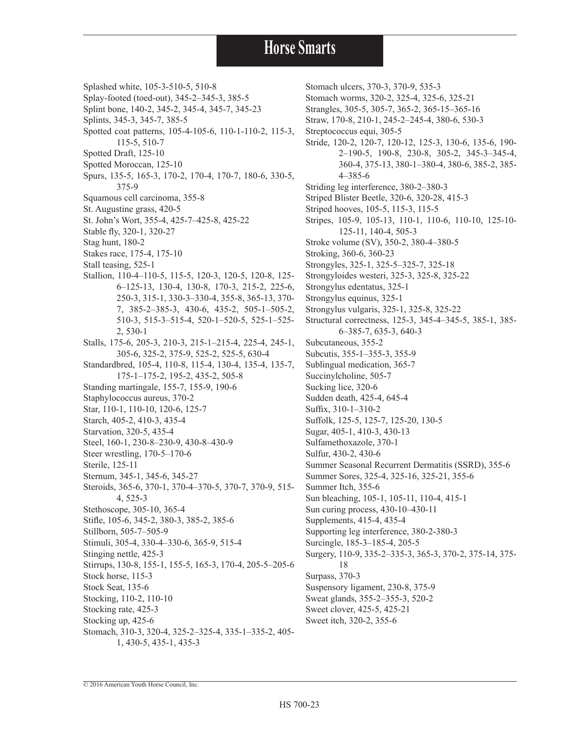Splashed white, 105-3-510-5, 510-8
Splay-footed (toed-out), 345-2–345-3, 385-5
Splint bone, 140-2, 345-2, 345-4, 345-7, 345-23
Splints, 345-3, 345-7, 385-5
Spotted coat patterns, 105-4-105-6, 110-1-110-2, 115-3, 115-5, 510-7
Spotted Draft, 125-10
Spotted Moroccan, 125-10
Spurs, 135-5, 165-3, 170-2, 170-4, 170-7, 180-6, 330-5, 375-9
Squamous cell carcinoma, 355-8
St. Augustine grass, 420-5
St. John's Wort, 355-4, 425-7–425-8, 425-22
Stable fly, 320-1, 320-27
Stag hunt, 180-2
Stakes race, 175-4, 175-10
Stall teasing, 525-1
Stallion, 110-4–110-5, 115-5, 120-3, 120-5, 120-8, 125-6–125-13, 130-4, 130-8, 170-3, 215-2, 225-6, 250-3, 315-1, 330-3–330-4, 355-8, 365-13, 370-7, 385-2–385-3, 430-6, 435-2, 505-1–505-2, 510-3, 515-3–515-4, 520-1–520-5, 525-1–525-2, 530-1
Stalls, 175-6, 205-3, 210-3, 215-1–215-4, 225-4, 245-1, 305-6, 325-2, 375-9, 525-2, 525-5, 630-4
Standardbred, 105-4, 110-8, 115-4, 130-4, 135-4, 135-7, 175-1–175-2, 195-2, 435-2, 505-8
Standing martingale, 155-7, 155-9, 190-6
Staphylococcus aureus, 370-2
Star, 110-1, 110-10, 120-6, 125-7
Starch, 405-2, 410-3, 435-4
Starvation, 320-5, 435-4
Steel, 160-1, 230-8–230-9, 430-8–430-9
Steer wrestling, 170-5–170-6
Sterile, 125-11
Sternum, 345-1, 345-6, 345-27
Steroids, 365-6, 370-1, 370-4–370-5, 370-7, 370-9, 515-4, 525-3
Stethoscope, 305-10, 365-4
Stifle, 105-6, 345-2, 380-3, 385-2, 385-6
Stillborn, 505-7–505-9
Stimuli, 305-4, 330-4–330-6, 365-9, 515-4
Stinging nettle, 425-3
Stirrups, 130-8, 155-1, 155-5, 165-3, 170-4, 205-5–205-6
Stock horse, 115-3
Stock Seat, 135-6
Stocking, 110-2, 110-10
Stocking rate, 425-3
Stocking up, 425-6
Stomach, 310-3, 320-4, 325-2–325-4, 335-1–335-2, 405-1, 430-5, 435-1, 435-3
Stomach ulcers, 370-3, 370-9, 535-3
Stomach worms, 320-2, 325-4, 325-6, 325-21
Strangles, 305-5, 305-7, 365-2, 365-15–365-16
Straw, 170-8, 210-1, 245-2–245-4, 380-6, 530-3
Streptococcus equi, 305-5
Stride, 120-2, 120-7, 120-12, 125-3, 130-6, 135-6, 190-2–190-5, 190-8, 230-8, 305-2, 345-3–345-4, 360-4, 375-13, 380-1–380-4, 380-6, 385-2, 385-4–385-6
Striding leg interference, 380-2–380-3
Striped Blister Beetle, 320-6, 320-28, 415-3
Striped hooves, 105-5, 115-3, 115-5
Stripes, 105-9, 105-13, 110-1, 110-6, 110-10, 125-10-125-11, 140-4, 505-3
Stroke volume (SV), 350-2, 380-4–380-5
Stroking, 360-6, 360-23
Strongyles, 325-1, 325-5–325-7, 325-18
Strongyloides westeri, 325-3, 325-8, 325-22
Strongylus edentatus, 325-1
Strongylus equinus, 325-1
Strongylus vulgaris, 325-1, 325-8, 325-22
Structural correctness, 125-3, 345-4–345-5, 385-1, 385-6–385-7, 635-3, 640-3
Subcutaneous, 355-2
Subcutis, 355-1–355-3, 355-9
Sublingual medication, 365-7
Succinylcholine, 505-7
Sucking lice, 320-6
Sudden death, 425-4, 645-4
Suffix, 310-1–310-2
Suffolk, 125-5, 125-7, 125-20, 130-5
Sugar, 405-1, 410-3, 430-13
Sulfamethoxazole, 370-1
Sulfur, 430-2, 430-6
Summer Seasonal Recurrent Dermatitis (SSRD), 355-6
Summer Sores, 325-4, 325-16, 325-21, 355-6
Summer Itch, 355-6
Sun bleaching, 105-1, 105-11, 110-4, 415-1
Sun curing process, 430-10–430-11
Supplements, 415-4, 435-4
Supporting leg interference, 380-2-380-3
Surcingle, 185-3–185-4, 205-5
Surgery, 110-9, 335-2–335-3, 365-3, 370-2, 375-14, 375-18
Surpass, 370-3
Suspensory ligament, 230-8, 375-9
Sweat glands, 355-2–355-3, 520-2
Sweet clover, 425-5, 425-21
Sweet itch, 320-2, 355-6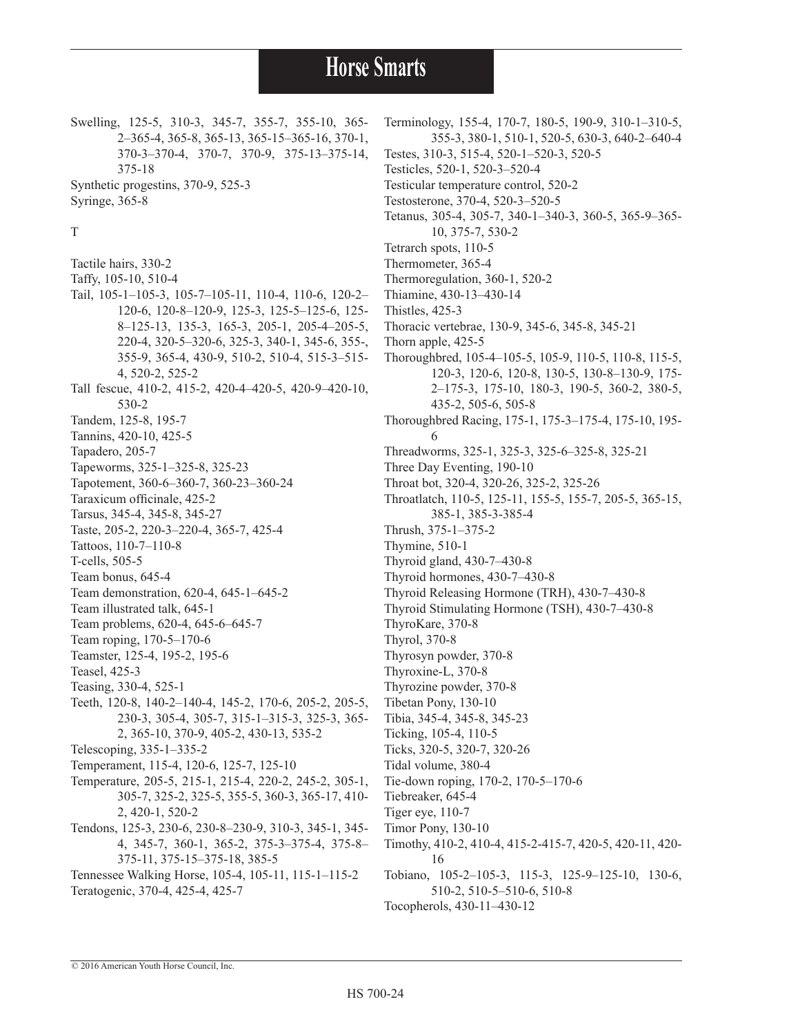Swelling, 125-5, 310-3, 345-7, 355-7, 355-10, 365-2–365-4, 365-8, 365-13, 365-15–365-16, 370-1, 370-3–370-4, 370-7, 370-9, 375-13–375-14, 375-18

Synthetic progestins, 370-9, 525-3

Syringe, 365-8

T

Tactile hairs, 330-2

Taffy, 105-10, 510-4

Tail, 105-1–105-3, 105-7–105-11, 110-4, 110-6, 120-2–120-6, 120-8–120-9, 125-3, 125-5–125-6, 125-8–125-13, 135-3, 165-3, 205-1, 205-4–205-5, 220-4, 320-5–320-6, 325-3, 340-1, 345-6, 355-, 355-9, 365-4, 430-9, 510-2, 510-4, 515-3–515-4, 520-2, 525-2

Tall fescue, 410-2, 415-2, 420-4–420-5, 420-9–420-10, 530-2

Tandem, 125-8, 195-7

Tannins, 420-10, 425-5

Tapadero, 205-7

Tapeworms, 325-1–325-8, 325-23

Tapotement, 360-6–360-7, 360-23–360-24

Taraxicum officinale, 425-2

Tarsus, 345-4, 345-8, 345-27

Taste, 205-2, 220-3–220-4, 365-7, 425-4

Tattoos, 110-7–110-8

T-cells, 505-5

Team bonus, 645-4

Team demonstration, 620-4, 645-1–645-2

Team illustrated talk, 645-1

Team problems, 620-4, 645-6–645-7

Team roping, 170-5–170-6

Teamster, 125-4, 195-2, 195-6

Teasel, 425-3

Teasing, 330-4, 525-1

Teeth, 120-8, 140-2–140-4, 145-2, 170-6, 205-2, 205-5, 230-3, 305-4, 305-7, 315-1–315-3, 325-3, 365-2, 365-10, 370-9, 405-2, 430-13, 535-2

Telescoping, 335-1–335-2

Temperament, 115-4, 120-6, 125-7, 125-10

Temperature, 205-5, 215-1, 215-4, 220-2, 245-2, 305-1, 305-7, 325-2, 325-5, 355-5, 360-3, 365-17, 410-2, 420-1, 520-2

Tendons, 125-3, 230-6, 230-8–230-9, 310-3, 345-1, 345-4, 345-7, 360-1, 365-2, 375-3–375-4, 375-8–375-11, 375-15–375-18, 385-5

Tennessee Walking Horse, 105-4, 105-11, 115-1–115-2

Teratogenic, 370-4, 425-4, 425-7

Terminology, 155-4, 170-7, 180-5, 190-9, 310-1–310-5, 355-3, 380-1, 510-1, 520-5, 630-3, 640-2–640-4

Testes, 310-3, 515-4, 520-1–520-3, 520-5

Testicles, 520-1, 520-3–520-4

Testicular temperature control, 520-2

Testosterone, 370-4, 520-3–520-5

Tetanus, 305-4, 305-7, 340-1–340-3, 360-5, 365-9–365-10, 375-7, 530-2

Tetrarch spots, 110-5

Thermometer, 365-4

Thermoregulation, 360-1, 520-2

Thiamine, 430-13–430-14

Thistles, 425-3

Thoracic vertebrae, 130-9, 345-6, 345-8, 345-21

Thorn apple, 425-5

Thoroughbred, 105-4–105-5, 105-9, 110-5, 110-8, 115-5, 120-3, 120-6, 120-8, 130-5, 130-8–130-9, 175-2–175-3, 175-10, 180-3, 190-5, 360-2, 380-5, 435-2, 505-6, 505-8

Thoroughbred Racing, 175-1, 175-3–175-4, 175-10, 195-6

Threadworms, 325-1, 325-3, 325-6–325-8, 325-21

Three Day Eventing, 190-10

Throat bot, 320-4, 320-26, 325-2, 325-26

Throatlatch, 110-5, 125-11, 155-5, 155-7, 205-5, 365-15, 385-1, 385-3-385-4

Thrush, 375-1–375-2

Thymine, 510-1

Thyroid gland, 430-7–430-8

Thyroid hormones, 430-7–430-8

Thyroid Releasing Hormone (TRH), 430-7–430-8

Thyroid Stimulating Hormone (TSH), 430-7–430-8

ThyroKare, 370-8

Thyrol, 370-8

Thyrosyn powder, 370-8

Thyroxine-L, 370-8

Thyrozine powder, 370-8

Tibetan Pony, 130-10

Tibia, 345-4, 345-8, 345-23

Ticking, 105-4, 110-5

Ticks, 320-5, 320-7, 320-26

Tidal volume, 380-4

Tie-down roping, 170-2, 170-5–170-6

Tiebreaker, 645-4

Tiger eye, 110-7

Timor Pony, 130-10

Timothy, 410-2, 410-4, 415-2-415-7, 420-5, 420-11, 420-16

Tobiano, 105-2–105-3, 115-3, 125-9–125-10, 130-6, 510-2, 510-5–510-6, 510-8

Tocopherols, 430-11–430-12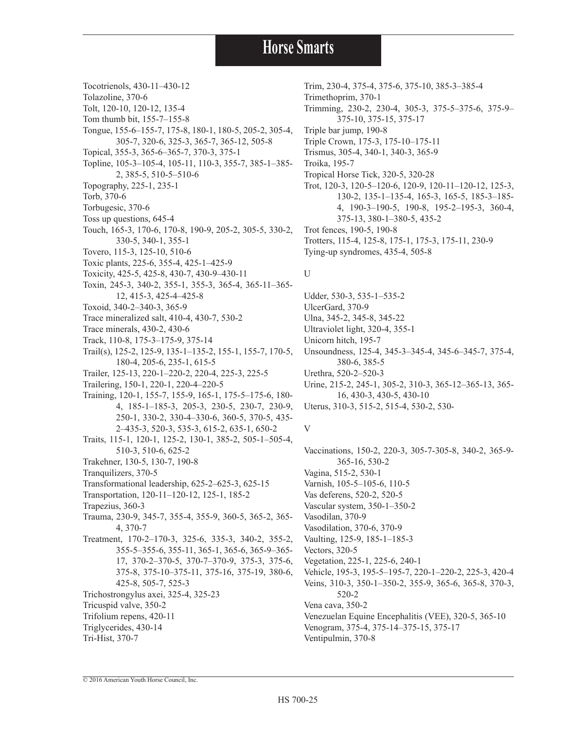Tocotrienols, 430-11–430-12
Tolazoline, 370-6
Tolt, 120-10, 120-12, 135-4
Tom thumb bit, 155-7–155-8
Tongue, 155-6–155-7, 175-8, 180-1, 180-5, 205-2, 305-4, 305-7, 320-6, 325-3, 365-7, 365-12, 505-8
Topical, 355-3, 365-6–365-7, 370-3, 375-1
Topline, 105-3–105-4, 105-11, 110-3, 355-7, 385-1–385-2, 385-5, 510-5–510-6
Topography, 225-1, 235-1
Torb, 370-6
Torbugesic, 370-6
Toss up questions, 645-4
Touch, 165-3, 170-6, 170-8, 190-9, 205-2, 305-5, 330-2, 330-5, 340-1, 355-1
Tovero, 115-3, 125-10, 510-6
Toxic plants, 225-6, 355-4, 425-1–425-9
Toxicity, 425-5, 425-8, 430-7, 430-9–430-11
Toxin, 245-3, 340-2, 355-1, 355-3, 365-4, 365-11–365-12, 415-3, 425-4–425-8
Toxoid, 340-2–340-3, 365-9
Trace mineralized salt, 410-4, 430-7, 530-2
Trace minerals, 430-2, 430-6
Track, 110-8, 175-3–175-9, 375-14
Trail(s), 125-2, 125-9, 135-1–135-2, 155-1, 155-7, 170-5, 180-4, 205-6, 235-1, 615-5
Trailer, 125-13, 220-1–220-2, 220-4, 225-3, 225-5
Trailering, 150-1, 220-1, 220-4–220-5
Training, 120-1, 155-7, 155-9, 165-1, 175-5–175-6, 180-4, 185-1–185-3, 205-3, 230-5, 230-7, 230-9, 250-1, 330-2, 330-4–330-6, 360-5, 370-5, 435-2–435-3, 520-3, 535-3, 615-2, 635-1, 650-2
Traits, 115-1, 120-1, 125-2, 130-1, 385-2, 505-1–505-4, 510-3, 510-6, 625-2
Trakehner, 130-5, 130-7, 190-8
Tranquilizers, 370-5
Transformational leadership, 625-2–625-3, 625-15
Transportation, 120-11–120-12, 125-1, 185-2
Trapezius, 360-3
Trauma, 230-9, 345-7, 355-4, 355-9, 360-5, 365-2, 365-4, 370-7
Treatment, 170-2–170-3, 325-6, 335-3, 340-2, 355-2, 355-5–355-6, 355-11, 365-1, 365-6, 365-9–365-17, 370-2–370-5, 370-7–370-9, 375-3, 375-6, 375-8, 375-10–375-11, 375-16, 375-19, 380-6, 425-8, 505-7, 525-3
Trichostrongylus axei, 325-4, 325-23
Tricuspid valve, 350-2
Trifolium repens, 420-11
Triglycerides, 430-14
Tri-Hist, 370-7
Trim, 230-4, 375-4, 375-6, 375-10, 385-3–385-4
Trimethoprim, 370-1
Trimming, 230-2, 230-4, 305-3, 375-5–375-6, 375-9–375-10, 375-15, 375-17
Triple bar jump, 190-8
Triple Crown, 175-3, 175-10–175-11
Trismus, 305-4, 340-1, 340-3, 365-9
Troika, 195-7
Tropical Horse Tick, 320-5, 320-28
Trot, 120-3, 120-5–120-6, 120-9, 120-11–120-12, 125-3, 130-2, 135-1–135-4, 165-3, 165-5, 185-3–185-4, 190-3–190-5, 190-8, 195-2–195-3, 360-4, 375-13, 380-1–380-5, 435-2
Trot fences, 190-5, 190-8
Trotters, 115-4, 125-8, 175-1, 175-3, 175-11, 230-9
Tying-up syndromes, 435-4, 505-8

U

Udder, 530-3, 535-1–535-2
UlcerGard, 370-9
Ulna, 345-2, 345-8, 345-22
Ultraviolet light, 320-4, 355-1
Unicorn hitch, 195-7
Unsoundness, 125-4, 345-3–345-4, 345-6–345-7, 375-4, 380-6, 385-5
Urethra, 520-2–520-3
Urine, 215-2, 245-1, 305-2, 310-3, 365-12–365-13, 365-16, 430-3, 430-5, 430-10
Uterus, 310-3, 515-2, 515-4, 530-2, 530-

V

Vaccinations, 150-2, 220-3, 305-7-305-8, 340-2, 365-9-365-16, 530-2
Vagina, 515-2, 530-1
Varnish, 105-5–105-6, 110-5
Vas deferens, 520-2, 520-5
Vascular system, 350-1–350-2
Vasodilan, 370-9
Vasodilation, 370-6, 370-9
Vaulting, 125-9, 185-1–185-3
Vectors, 320-5
Vegetation, 225-1, 225-6, 240-1
Vehicle, 195-3, 195-5–195-7, 220-1–220-2, 225-3, 420-4
Veins, 310-3, 350-1–350-2, 355-9, 365-6, 365-8, 370-3, 520-2
Vena cava, 350-2
Venezuelan Equine Encephalitis (VEE), 320-5, 365-10
Venogram, 375-4, 375-14–375-15, 375-17
Ventipulmin, 370-8

© 2016 American Youth Horse Council, Inc.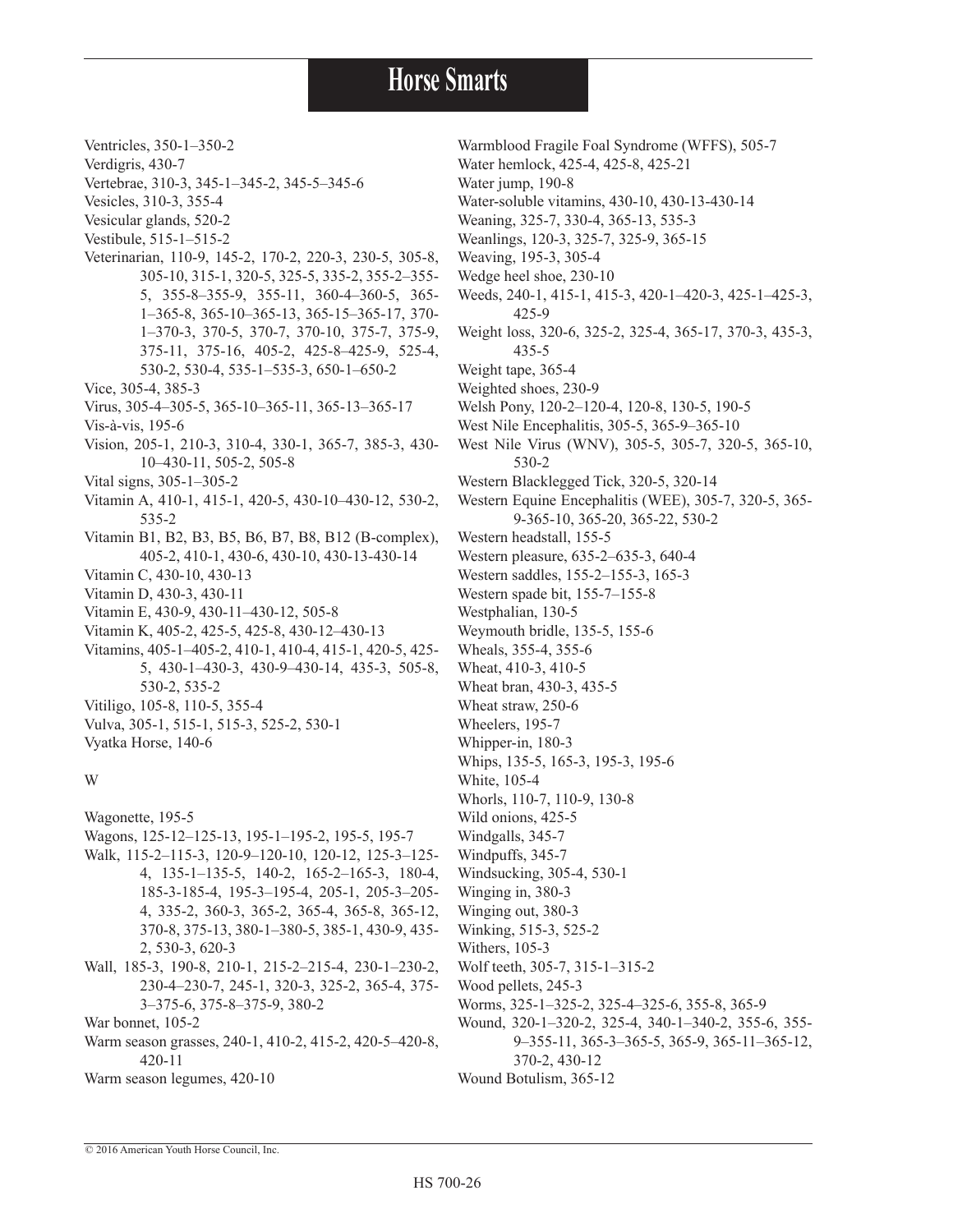Ventricles, 350-1–350-2
Verdigris, 430-7
Vertebrae, 310-3, 345-1–345-2, 345-5–345-6
Vesicles, 310-3, 355-4
Vesicular glands, 520-2
Vestibule, 515-1–515-2
Veterinarian, 110-9, 145-2, 170-2, 220-3, 230-5, 305-8, 305-10, 315-1, 320-5, 325-5, 335-2, 355-2–355-5, 355-8–355-9, 355-11, 360-4–360-5, 365-1–365-8, 365-10–365-13, 365-15–365-17, 370-1–370-3, 370-5, 370-7, 370-10, 375-7, 375-9, 375-11, 375-16, 405-2, 425-8–425-9, 525-4, 530-2, 530-4, 535-1–535-3, 650-1–650-2
Vice, 305-4, 385-3
Virus, 305-4–305-5, 365-10–365-11, 365-13–365-17
Vis-à-vis, 195-6
Vision, 205-1, 210-3, 310-4, 330-1, 365-7, 385-3, 430-10–430-11, 505-2, 505-8
Vital signs, 305-1–305-2
Vitamin A, 410-1, 415-1, 420-5, 430-10–430-12, 530-2, 535-2
Vitamin B1, B2, B3, B5, B6, B7, B8, B12 (B-complex), 405-2, 410-1, 430-6, 430-10, 430-13-430-14
Vitamin C, 430-10, 430-13
Vitamin D, 430-3, 430-11
Vitamin E, 430-9, 430-11–430-12, 505-8
Vitamin K, 405-2, 425-5, 425-8, 430-12–430-13
Vitamins, 405-1–405-2, 410-1, 410-4, 415-1, 420-5, 425-5, 430-1–430-3, 430-9–430-14, 435-3, 505-8, 530-2, 535-2
Vitiligo, 105-8, 110-5, 355-4
Vulva, 305-1, 515-1, 515-3, 525-2, 530-1
Vyatka Horse, 140-6

W

Wagonette, 195-5
Wagons, 125-12–125-13, 195-1–195-2, 195-5, 195-7
Walk, 115-2–115-3, 120-9–120-10, 120-12, 125-3–125-4, 135-1–135-5, 140-2, 165-2–165-3, 180-4, 185-3-185-4, 195-3–195-4, 205-1, 205-3–205-4, 335-2, 360-3, 365-2, 365-4, 365-8, 365-12, 370-8, 375-13, 380-1–380-5, 385-1, 430-9, 435-2, 530-3, 620-3
Wall, 185-3, 190-8, 210-1, 215-2–215-4, 230-1–230-2, 230-4–230-7, 245-1, 320-3, 325-2, 365-4, 375-3–375-6, 375-8–375-9, 380-2
War bonnet, 105-2
Warm season grasses, 240-1, 410-2, 415-2, 420-5–420-8, 420-11
Warm season legumes, 420-10
Warmblood Fragile Foal Syndrome (WFFS), 505-7
Water hemlock, 425-4, 425-8, 425-21
Water jump, 190-8
Water-soluble vitamins, 430-10, 430-13-430-14
Weaning, 325-7, 330-4, 365-13, 535-3
Weanlings, 120-3, 325-7, 325-9, 365-15
Weaving, 195-3, 305-4
Wedge heel shoe, 230-10
Weeds, 240-1, 415-1, 415-3, 420-1–420-3, 425-1–425-3, 425-9
Weight loss, 320-6, 325-2, 325-4, 365-17, 370-3, 435-3, 435-5
Weight tape, 365-4
Weighted shoes, 230-9
Welsh Pony, 120-2–120-4, 120-8, 130-5, 190-5
West Nile Encephalitis, 305-5, 365-9–365-10
West Nile Virus (WNV), 305-5, 305-7, 320-5, 365-10, 530-2
Western Blacklegged Tick, 320-5, 320-14
Western Equine Encephalitis (WEE), 305-7, 320-5, 365-9-365-10, 365-20, 365-22, 530-2
Western headstall, 155-5
Western pleasure, 635-2–635-3, 640-4
Western saddles, 155-2–155-3, 165-3
Western spade bit, 155-7–155-8
Westphalian, 130-5
Weymouth bridle, 135-5, 155-6
Wheals, 355-4, 355-6
Wheat, 410-3, 410-5
Wheat bran, 430-3, 435-5
Wheat straw, 250-6
Wheelers, 195-7
Whipper-in, 180-3
Whips, 135-5, 165-3, 195-3, 195-6
White, 105-4
Whorls, 110-7, 110-9, 130-8
Wild onions, 425-5
Windgalls, 345-7
Windpuffs, 345-7
Windsucking, 305-4, 530-1
Winging in, 380-3
Winging out, 380-3
Winking, 515-3, 525-2
Withers, 105-3
Wolf teeth, 305-7, 315-1–315-2
Wood pellets, 245-3
Worms, 325-1–325-2, 325-4–325-6, 355-8, 365-9
Wound, 320-1–320-2, 325-4, 340-1–340-2, 355-6, 355-9–355-11, 365-3–365-5, 365-9, 365-11–365-12, 370-2, 430-12
Wound Botulism, 365-12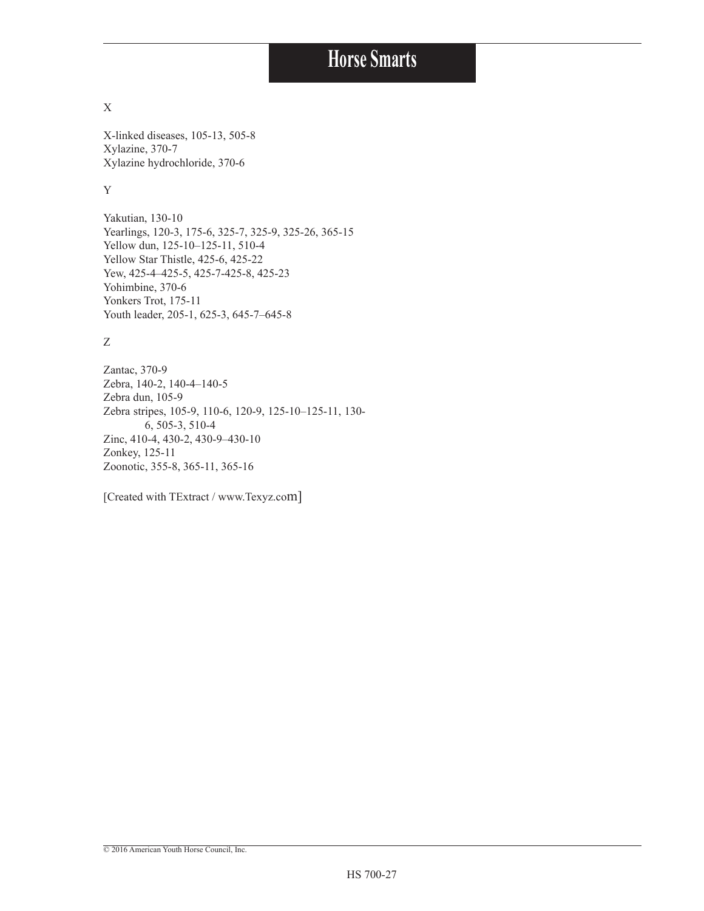X

X-linked diseases, 105-13, 505-8
Xylazine, 370-7
Xylazine hydrochloride, 370-6

Y

Yakutian, 130-10
Yearlings, 120-3, 175-6, 325-7, 325-9, 325-26, 365-15
Yellow dun, 125-10–125-11, 510-4
Yellow Star Thistle, 425-6, 425-22
Yew, 425-4–425-5, 425-7-425-8, 425-23
Yohimbine, 370-6
Yonkers Trot, 175-11
Youth leader, 205-1, 625-3, 645-7–645-8

Z

Zantac, 370-9
Zebra, 140-2, 140-4–140-5
Zebra dun, 105-9
Zebra stripes, 105-9, 110-6, 120-9, 125-10–125-11, 130-6, 505-3, 510-4
Zinc, 410-4, 430-2, 430-9–430-10
Zonkey, 125-11
Zoonotic, 355-8, 365-11, 365-16

[Created with TExtract / www.Texyz.com]

© 2016 American Youth Horse Council, Inc.